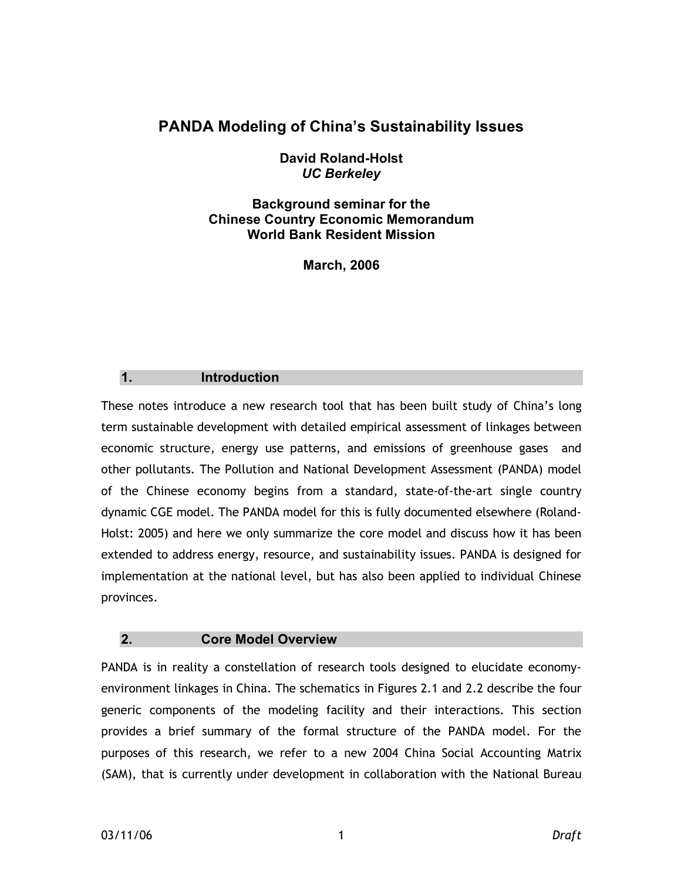# PANDA Modeling of China's Sustainability Issues

**David Roland-Holst**
***UC Berkeley***

**Background seminar for the**
**Chinese Country Economic Memorandum**
**World Bank Resident Mission**

**March, 2006**

## 1. Introduction

These notes introduce a new research tool that has been built study of China's long term sustainable development with detailed empirical assessment of linkages between economic structure, energy use patterns, and emissions of greenhouse gases and other pollutants. The Pollution and National Development Assessment (PANDA) model of the Chinese economy begins from a standard, state-of-the-art single country dynamic CGE model. The PANDA model for this is fully documented elsewhere (Roland-Holst: 2005) and here we only summarize the core model and discuss how it has been extended to address energy, resource, and sustainability issues. PANDA is designed for implementation at the national level, but has also been applied to individual Chinese provinces.

## 2. Core Model Overview

PANDA is in reality a constellation of research tools designed to elucidate economy-environment linkages in China. The schematics in Figures 2.1 and 2.2 describe the four generic components of the modeling facility and their interactions. This section provides a brief summary of the formal structure of the PANDA model. For the purposes of this research, we refer to a new 2004 China Social Accounting Matrix (SAM), that is currently under development in collaboration with the National Bureau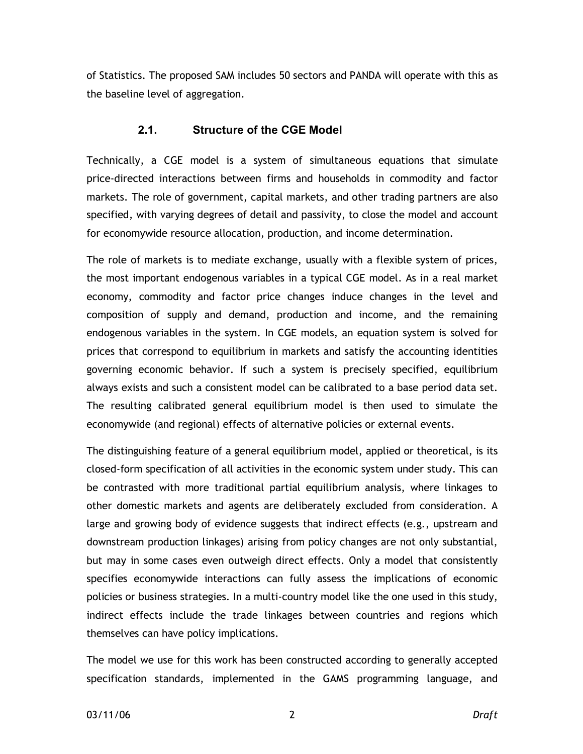of Statistics. The proposed SAM includes 50 sectors and PANDA will operate with this as the baseline level of aggregation.

## 2.1. Structure of the CGE Model

Technically, a CGE model is a system of simultaneous equations that simulate price-directed interactions between firms and households in commodity and factor markets. The role of government, capital markets, and other trading partners are also specified, with varying degrees of detail and passivity, to close the model and account for economywide resource allocation, production, and income determination.

The role of markets is to mediate exchange, usually with a flexible system of prices, the most important endogenous variables in a typical CGE model. As in a real market economy, commodity and factor price changes induce changes in the level and composition of supply and demand, production and income, and the remaining endogenous variables in the system. In CGE models, an equation system is solved for prices that correspond to equilibrium in markets and satisfy the accounting identities governing economic behavior. If such a system is precisely specified, equilibrium always exists and such a consistent model can be calibrated to a base period data set. The resulting calibrated general equilibrium model is then used to simulate the economywide (and regional) effects of alternative policies or external events.

The distinguishing feature of a general equilibrium model, applied or theoretical, is its closed-form specification of all activities in the economic system under study. This can be contrasted with more traditional partial equilibrium analysis, where linkages to other domestic markets and agents are deliberately excluded from consideration. A large and growing body of evidence suggests that indirect effects (e.g., upstream and downstream production linkages) arising from policy changes are not only substantial, but may in some cases even outweigh direct effects. Only a model that consistently specifies economywide interactions can fully assess the implications of economic policies or business strategies. In a multi-country model like the one used in this study, indirect effects include the trade linkages between countries and regions which themselves can have policy implications.

The model we use for this work has been constructed according to generally accepted specification standards, implemented in the GAMS programming language, and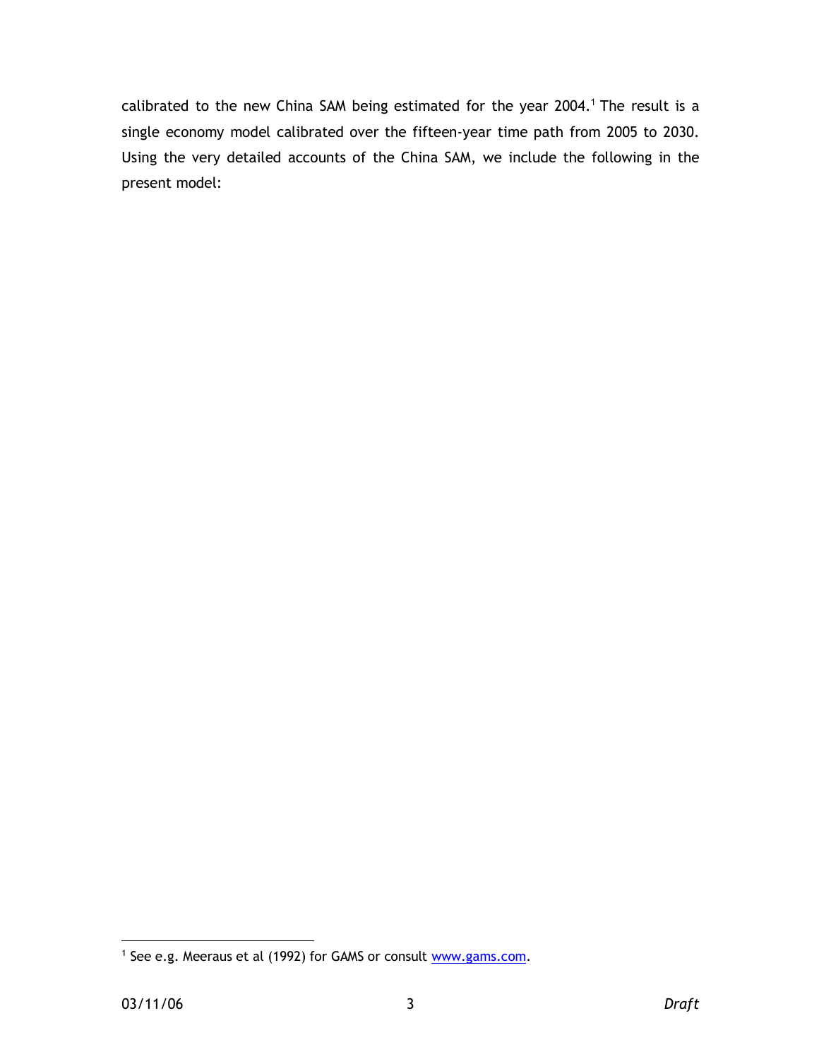calibrated to the new China SAM being estimated for the year 2004.[1] The result is a single economy model calibrated over the fifteen-year time path from 2005 to 2030. Using the very detailed accounts of the China SAM, we include the following in the present model:

---

[1] See e.g. Meeraus et al (1992) for GAMS or consult www.gams.com.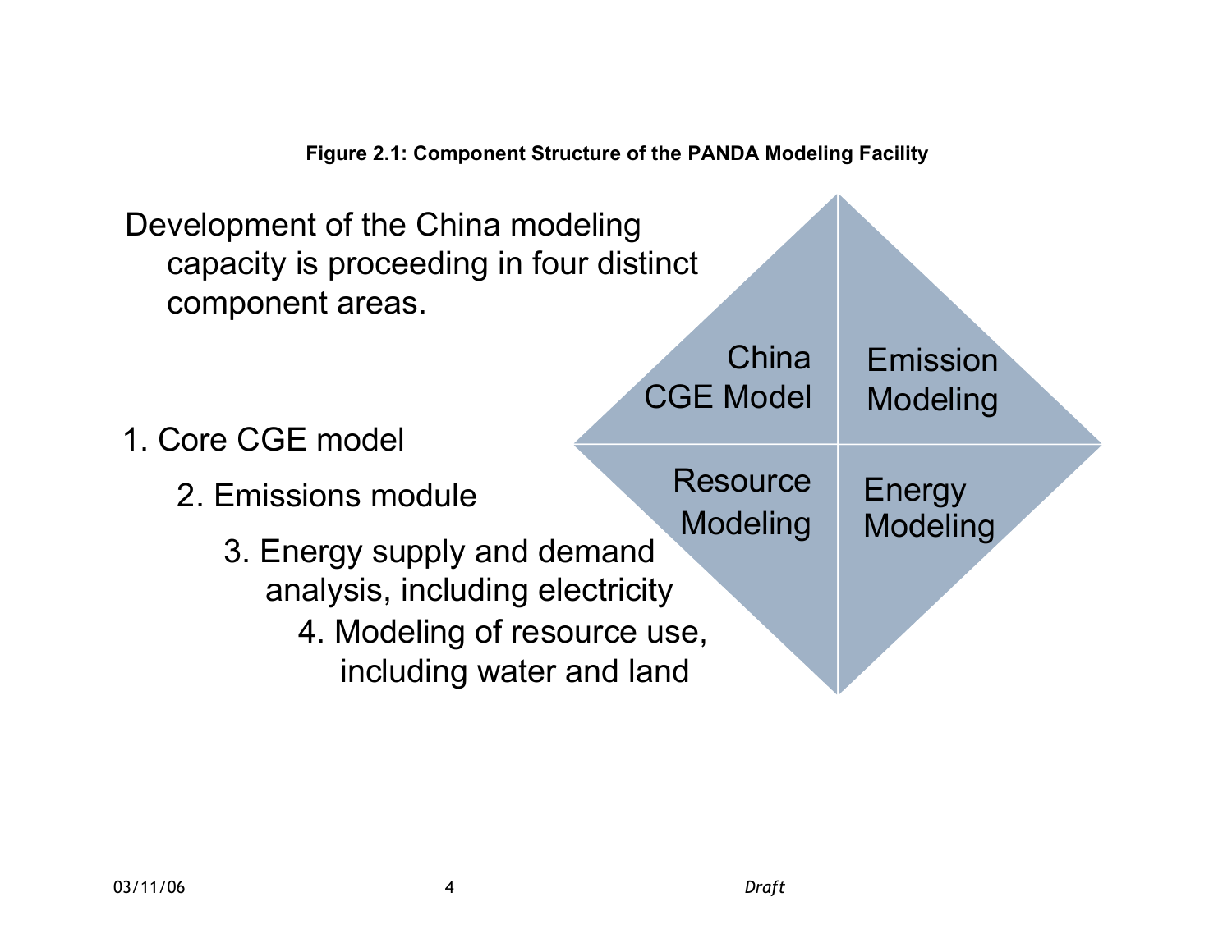**Figure 2.1: Component Structure of the PANDA Modeling Facility**

Development of the China modeling capacity is proceeding in four distinct component areas.

1. Core CGE model
2. Emissions module
3. Energy supply and demand analysis, including electricity
4. Modeling of resource use, including water and land

China CGE Model

Emission Modeling

Resource Modeling

Energy Modeling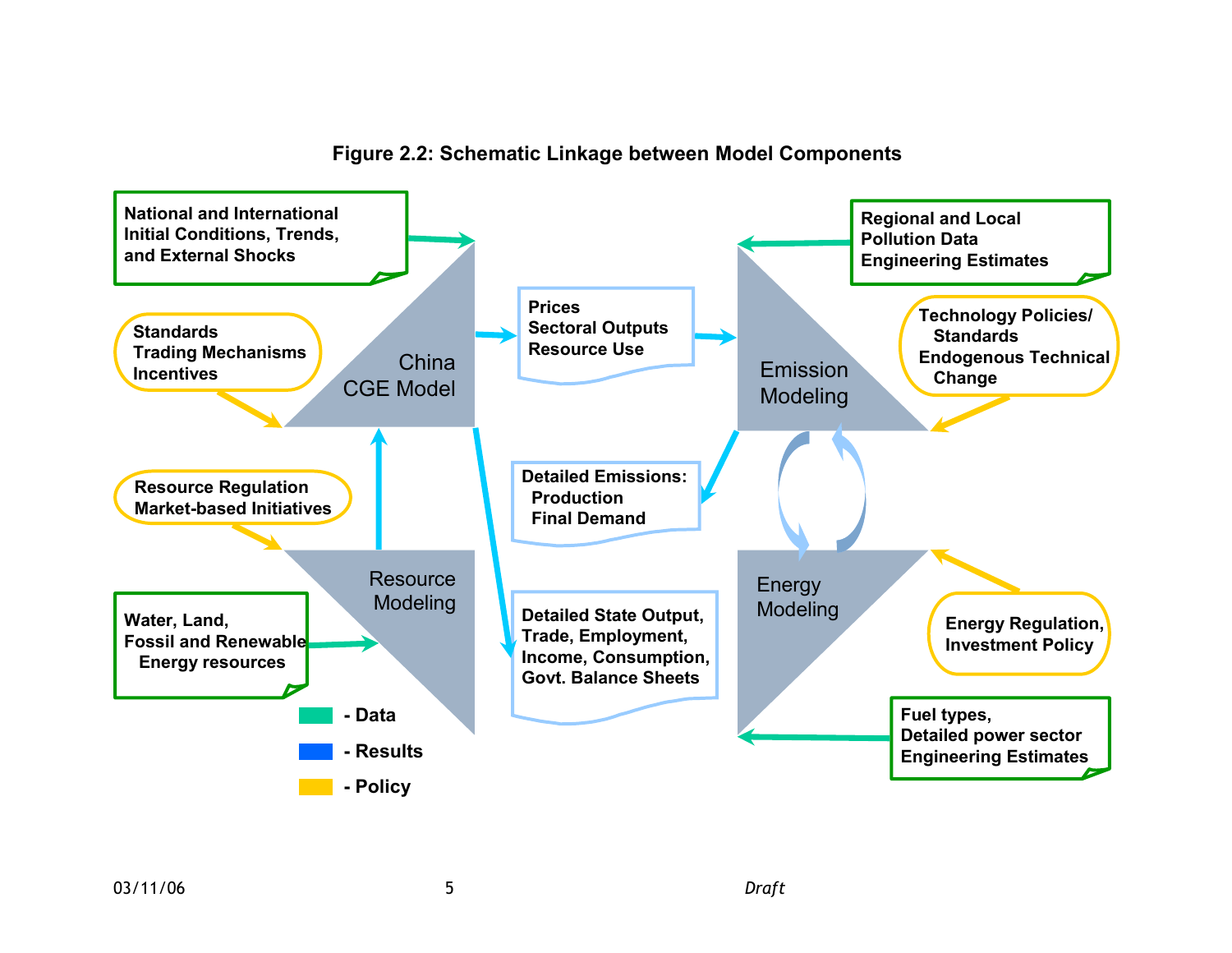**Figure 2.2: Schematic Linkage between Model Components**

National and International Initial Conditions, Trends, and External Shocks

Standards
Trading Mechanisms
Incentives

China CGE Model

Prices
Sectoral Outputs
Resource Use

Regional and Local Pollution Data
Engineering Estimates

Technology Policies/ Standards
Endogenous Technical Change

Emission Modeling

Detailed Emissions:
Production
Final Demand

Resource Regulation
Market-based Initiatives

Resource Modeling

Water, Land, Fossil and Renewable Energy resources

Detailed State Output, Trade, Employment, Income, Consumption, Govt. Balance Sheets

Energy Modeling

Energy Regulation, Investment Policy

Fuel types, Detailed power sector Engineering Estimates

- Data
- Results
- Policy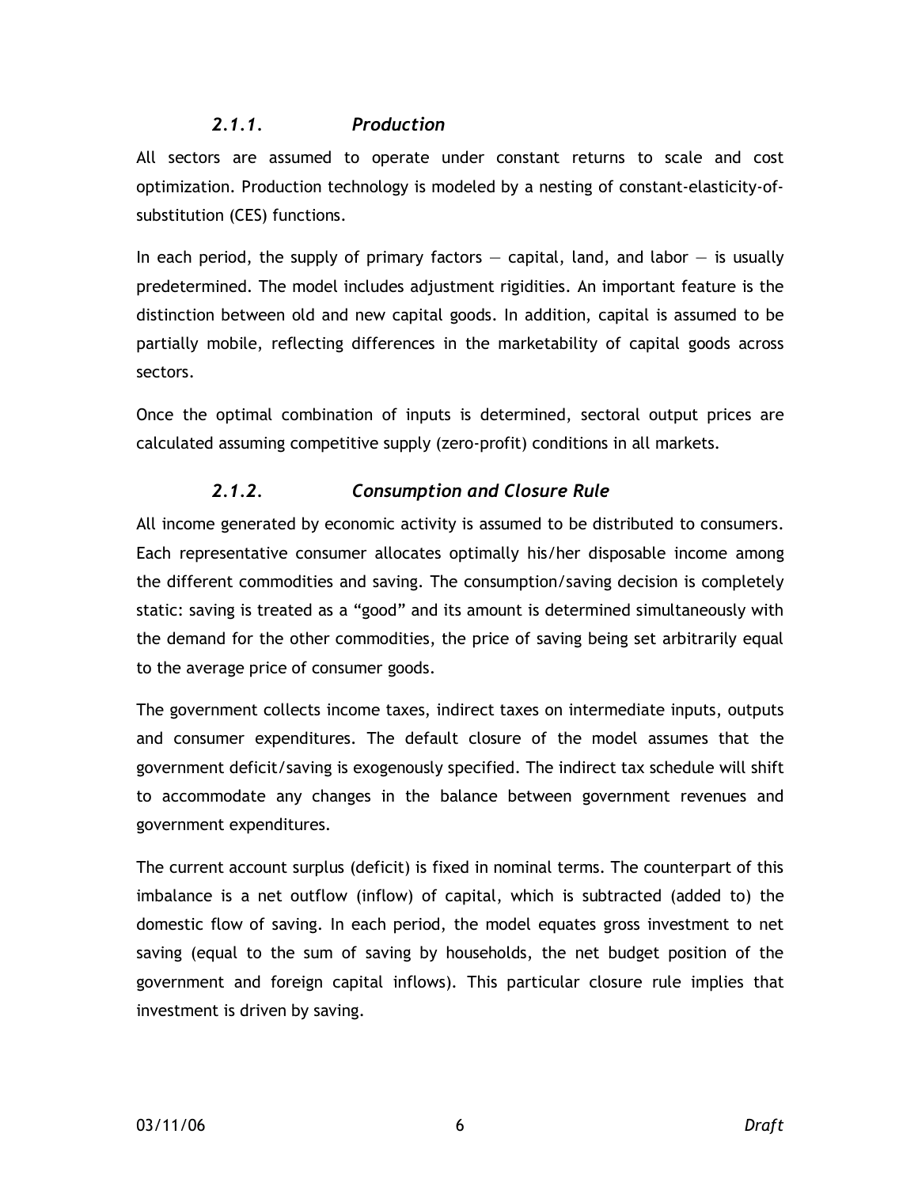### *2.1.1. Production*

All sectors are assumed to operate under constant returns to scale and cost optimization. Production technology is modeled by a nesting of constant-elasticity-of-substitution (CES) functions.

In each period, the supply of primary factors — capital, land, and labor — is usually predetermined. The model includes adjustment rigidities. An important feature is the distinction between old and new capital goods. In addition, capital is assumed to be partially mobile, reflecting differences in the marketability of capital goods across sectors.

Once the optimal combination of inputs is determined, sectoral output prices are calculated assuming competitive supply (zero-profit) conditions in all markets.

### *2.1.2. Consumption and Closure Rule*

All income generated by economic activity is assumed to be distributed to consumers. Each representative consumer allocates optimally his/her disposable income among the different commodities and saving. The consumption/saving decision is completely static: saving is treated as a "good" and its amount is determined simultaneously with the demand for the other commodities, the price of saving being set arbitrarily equal to the average price of consumer goods.

The government collects income taxes, indirect taxes on intermediate inputs, outputs and consumer expenditures. The default closure of the model assumes that the government deficit/saving is exogenously specified. The indirect tax schedule will shift to accommodate any changes in the balance between government revenues and government expenditures.

The current account surplus (deficit) is fixed in nominal terms. The counterpart of this imbalance is a net outflow (inflow) of capital, which is subtracted (added to) the domestic flow of saving. In each period, the model equates gross investment to net saving (equal to the sum of saving by households, the net budget position of the government and foreign capital inflows). This particular closure rule implies that investment is driven by saving.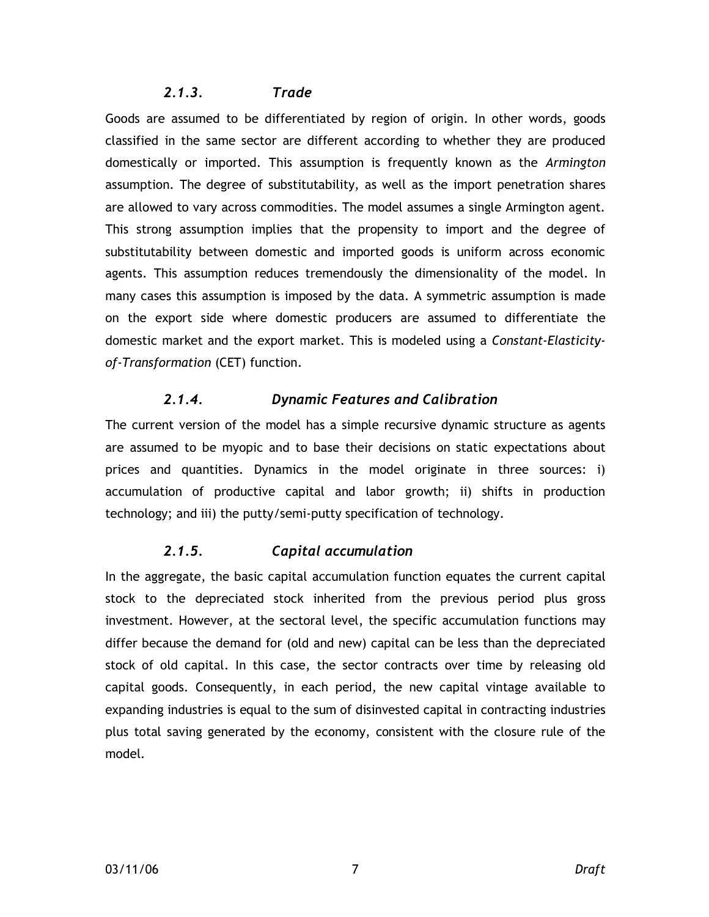### *2.1.3. Trade*

Goods are assumed to be differentiated by region of origin. In other words, goods classified in the same sector are different according to whether they are produced domestically or imported. This assumption is frequently known as the *Armington* assumption. The degree of substitutability, as well as the import penetration shares are allowed to vary across commodities. The model assumes a single Armington agent. This strong assumption implies that the propensity to import and the degree of substitutability between domestic and imported goods is uniform across economic agents. This assumption reduces tremendously the dimensionality of the model. In many cases this assumption is imposed by the data. A symmetric assumption is made on the export side where domestic producers are assumed to differentiate the domestic market and the export market. This is modeled using a *Constant-Elasticity-of-Transformation* (CET) function.

### *2.1.4. Dynamic Features and Calibration*

The current version of the model has a simple recursive dynamic structure as agents are assumed to be myopic and to base their decisions on static expectations about prices and quantities. Dynamics in the model originate in three sources: i) accumulation of productive capital and labor growth; ii) shifts in production technology; and iii) the putty/semi-putty specification of technology.

### *2.1.5. Capital accumulation*

In the aggregate, the basic capital accumulation function equates the current capital stock to the depreciated stock inherited from the previous period plus gross investment. However, at the sectoral level, the specific accumulation functions may differ because the demand for (old and new) capital can be less than the depreciated stock of old capital. In this case, the sector contracts over time by releasing old capital goods. Consequently, in each period, the new capital vintage available to expanding industries is equal to the sum of disinvested capital in contracting industries plus total saving generated by the economy, consistent with the closure rule of the model.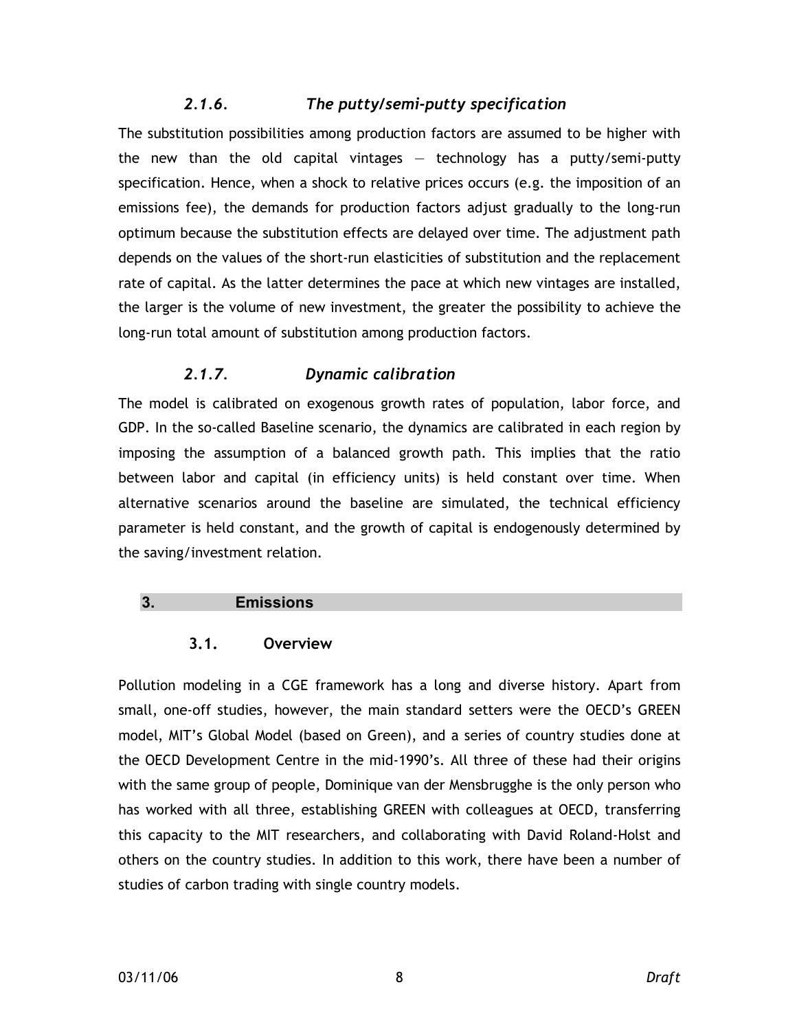### *2.1.6. The putty/semi-putty specification*

The substitution possibilities among production factors are assumed to be higher with the new than the old capital vintages — technology has a putty/semi-putty specification. Hence, when a shock to relative prices occurs (e.g. the imposition of an emissions fee), the demands for production factors adjust gradually to the long-run optimum because the substitution effects are delayed over time. The adjustment path depends on the values of the short-run elasticities of substitution and the replacement rate of capital. As the latter determines the pace at which new vintages are installed, the larger is the volume of new investment, the greater the possibility to achieve the long-run total amount of substitution among production factors.

### *2.1.7. Dynamic calibration*

The model is calibrated on exogenous growth rates of population, labor force, and GDP. In the so-called Baseline scenario, the dynamics are calibrated in each region by imposing the assumption of a balanced growth path. This implies that the ratio between labor and capital (in efficiency units) is held constant over time. When alternative scenarios around the baseline are simulated, the technical efficiency parameter is held constant, and the growth of capital is endogenously determined by the saving/investment relation.

# 3. Emissions

## 3.1. Overview

Pollution modeling in a CGE framework has a long and diverse history. Apart from small, one-off studies, however, the main standard setters were the OECD's GREEN model, MIT's Global Model (based on Green), and a series of country studies done at the OECD Development Centre in the mid-1990's. All three of these had their origins with the same group of people, Dominique van der Mensbrugghe is the only person who has worked with all three, establishing GREEN with colleagues at OECD, transferring this capacity to the MIT researchers, and collaborating with David Roland-Holst and others on the country studies. In addition to this work, there have been a number of studies of carbon trading with single country models.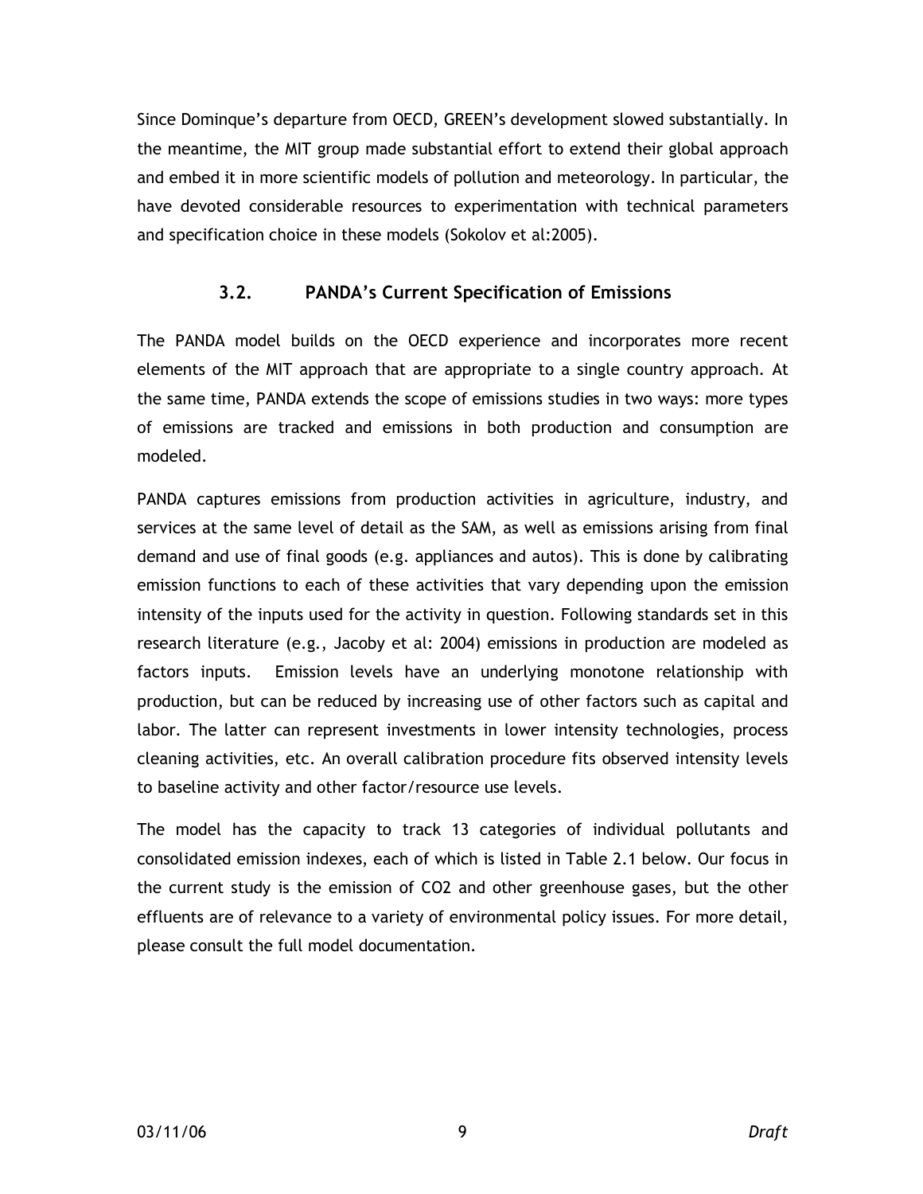Since Dominque's departure from OECD, GREEN's development slowed substantially. In the meantime, the MIT group made substantial effort to extend their global approach and embed it in more scientific models of pollution and meteorology. In particular, the have devoted considerable resources to experimentation with technical parameters and specification choice in these models (Sokolov et al:2005).

### 3.2. PANDA's Current Specification of Emissions

The PANDA model builds on the OECD experience and incorporates more recent elements of the MIT approach that are appropriate to a single country approach. At the same time, PANDA extends the scope of emissions studies in two ways: more types of emissions are tracked and emissions in both production and consumption are modeled.

PANDA captures emissions from production activities in agriculture, industry, and services at the same level of detail as the SAM, as well as emissions arising from final demand and use of final goods (e.g. appliances and autos). This is done by calibrating emission functions to each of these activities that vary depending upon the emission intensity of the inputs used for the activity in question. Following standards set in this research literature (e.g., Jacoby et al: 2004) emissions in production are modeled as factors inputs. Emission levels have an underlying monotone relationship with production, but can be reduced by increasing use of other factors such as capital and labor. The latter can represent investments in lower intensity technologies, process cleaning activities, etc. An overall calibration procedure fits observed intensity levels to baseline activity and other factor/resource use levels.

The model has the capacity to track 13 categories of individual pollutants and consolidated emission indexes, each of which is listed in Table 2.1 below. Our focus in the current study is the emission of $CO_2$ and other greenhouse gases, but the other effluents are of relevance to a variety of environmental policy issues. For more detail, please consult the full model documentation.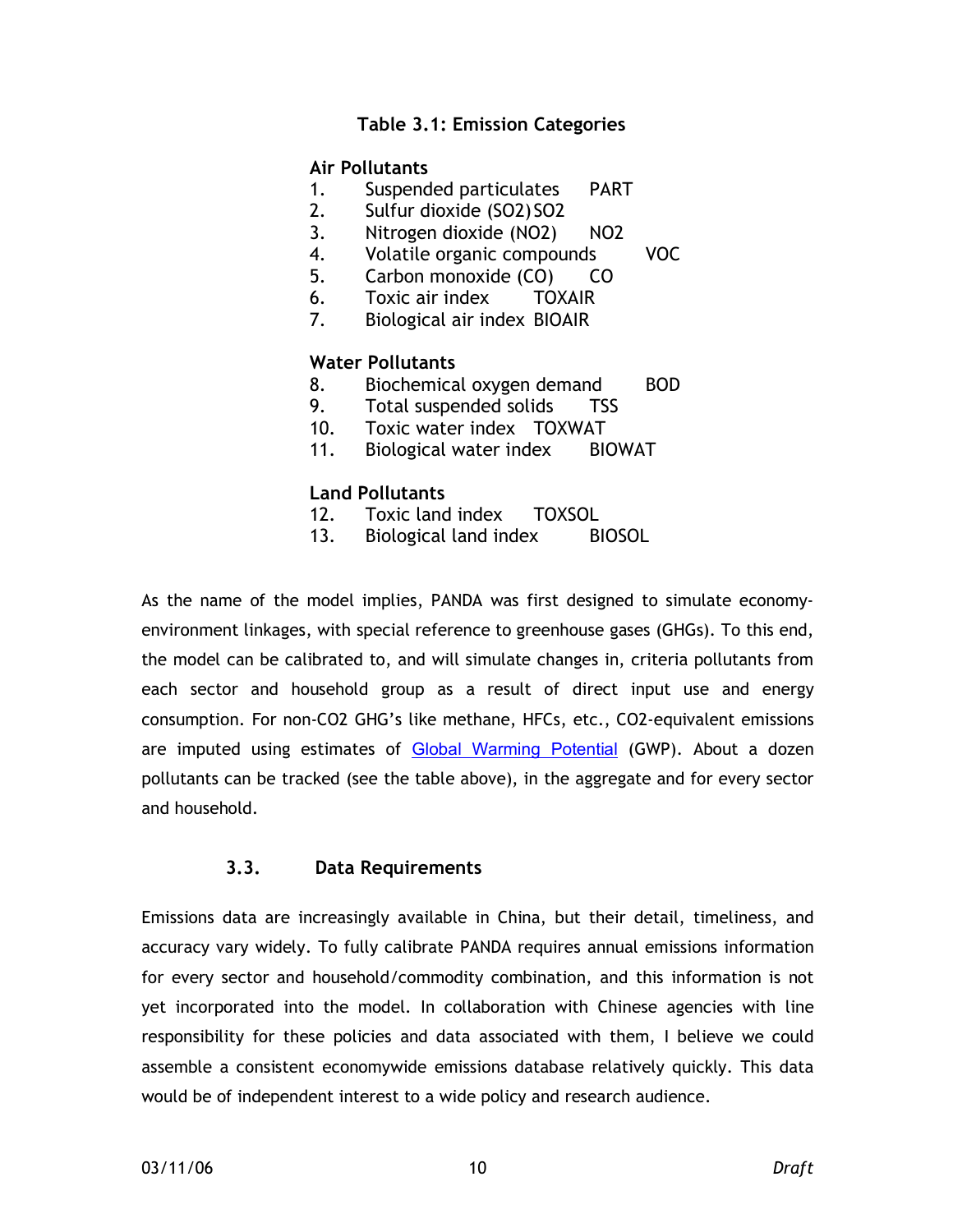**Table 3.1: Emission Categories**

| | | |
|---|---|---|
| **Air Pollutants** | | |
| 1. | Suspended particulates | PART |
| 2. | Sulfur dioxide ($SO_2$) | SO2 |
| 3. | Nitrogen dioxide ($NO_2$) | NO2 |
| 4. | Volatile organic compounds | VOC |
| 5. | Carbon monoxide (CO) | CO |
| 6. | Toxic air index | TOXAIR |
| 7. | Biological air index | BIOAIR |
| **Water Pollutants** | | |
| 8. | Biochemical oxygen demand | BOD |
| 9. | Total suspended solids | TSS |
| 10. | Toxic water index | TOXWAT |
| 11. | Biological water index | BIOWAT |
| **Land Pollutants** | | |
| 12. | Toxic land index | TOXSOL |
| 13. | Biological land index | BIOSOL |

As the name of the model implies, PANDA was first designed to simulate economy-environment linkages, with special reference to greenhouse gases (GHGs). To this end, the model can be calibrated to, and will simulate changes in, criteria pollutants from each sector and household group as a result of direct input use and energy consumption. For non-$CO_2$ GHG's like methane, HFCs, etc., $CO_2$-equivalent emissions are imputed using estimates of Global Warming Potential (GWP). About a dozen pollutants can be tracked (see the table above), in the aggregate and for every sector and household.

### 3.3. Data Requirements

Emissions data are increasingly available in China, but their detail, timeliness, and accuracy vary widely. To fully calibrate PANDA requires annual emissions information for every sector and household/commodity combination, and this information is not yet incorporated into the model. In collaboration with Chinese agencies with line responsibility for these policies and data associated with them, I believe we could assemble a consistent economywide emissions database relatively quickly. This data would be of independent interest to a wide policy and research audience.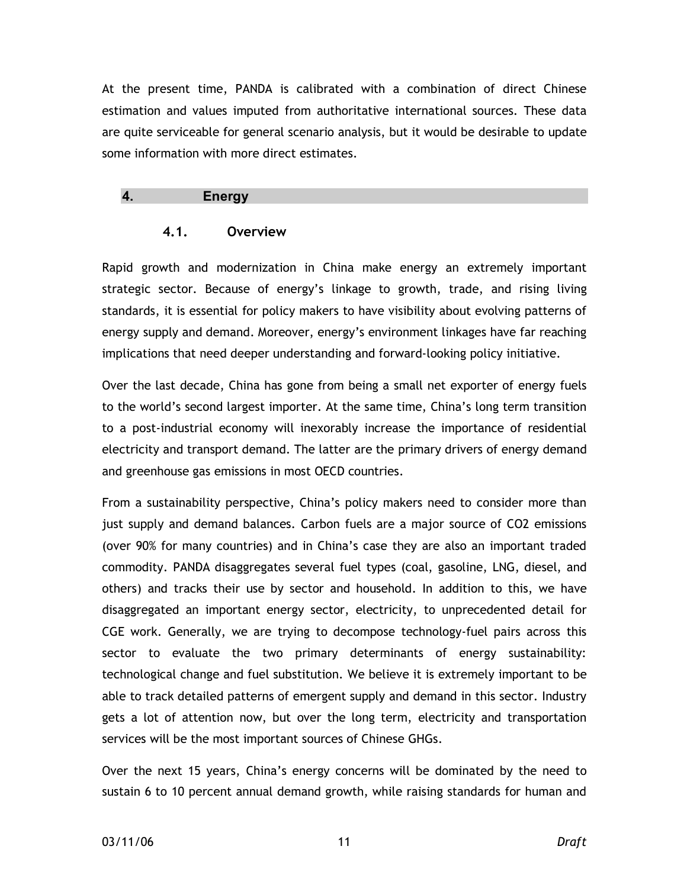At the present time, PANDA is calibrated with a combination of direct Chinese estimation and values imputed from authoritative international sources. These data are quite serviceable for general scenario analysis, but it would be desirable to update some information with more direct estimates.

## 4. Energy

### 4.1. Overview

Rapid growth and modernization in China make energy an extremely important strategic sector. Because of energy's linkage to growth, trade, and rising living standards, it is essential for policy makers to have visibility about evolving patterns of energy supply and demand. Moreover, energy's environment linkages have far reaching implications that need deeper understanding and forward-looking policy initiative.

Over the last decade, China has gone from being a small net exporter of energy fuels to the world's second largest importer. At the same time, China's long term transition to a post-industrial economy will inexorably increase the importance of residential electricity and transport demand. The latter are the primary drivers of energy demand and greenhouse gas emissions in most OECD countries.

From a sustainability perspective, China's policy makers need to consider more than just supply and demand balances. Carbon fuels are a major source of $CO_2$ emissions (over 90% for many countries) and in China's case they are also an important traded commodity. PANDA disaggregates several fuel types (coal, gasoline, LNG, diesel, and others) and tracks their use by sector and household. In addition to this, we have disaggregated an important energy sector, electricity, to unprecedented detail for CGE work. Generally, we are trying to decompose technology-fuel pairs across this sector to evaluate the two primary determinants of energy sustainability: technological change and fuel substitution. We believe it is extremely important to be able to track detailed patterns of emergent supply and demand in this sector. Industry gets a lot of attention now, but over the long term, electricity and transportation services will be the most important sources of Chinese GHGs.

Over the next 15 years, China's energy concerns will be dominated by the need to sustain 6 to 10 percent annual demand growth, while raising standards for human and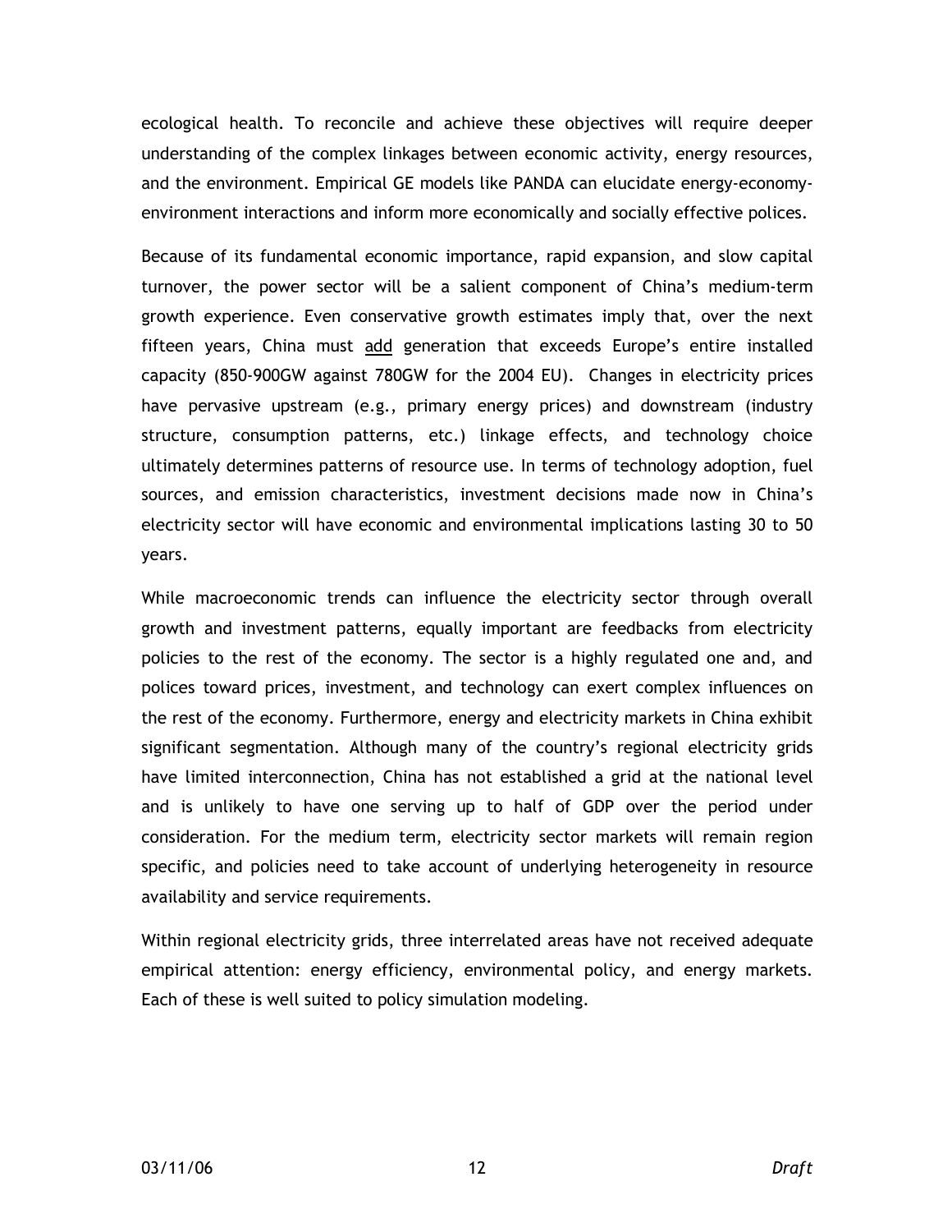ecological health. To reconcile and achieve these objectives will require deeper understanding of the complex linkages between economic activity, energy resources, and the environment. Empirical GE models like PANDA can elucidate energy-economy-environment interactions and inform more economically and socially effective polices.

Because of its fundamental economic importance, rapid expansion, and slow capital turnover, the power sector will be a salient component of China's medium-term growth experience. Even conservative growth estimates imply that, over the next fifteen years, China must <u>add</u> generation that exceeds Europe's entire installed capacity (850-900GW against 780GW for the 2004 EU). Changes in electricity prices have pervasive upstream (e.g., primary energy prices) and downstream (industry structure, consumption patterns, etc.) linkage effects, and technology choice ultimately determines patterns of resource use. In terms of technology adoption, fuel sources, and emission characteristics, investment decisions made now in China's electricity sector will have economic and environmental implications lasting 30 to 50 years.

While macroeconomic trends can influence the electricity sector through overall growth and investment patterns, equally important are feedbacks from electricity policies to the rest of the economy. The sector is a highly regulated one and, and polices toward prices, investment, and technology can exert complex influences on the rest of the economy. Furthermore, energy and electricity markets in China exhibit significant segmentation. Although many of the country's regional electricity grids have limited interconnection, China has not established a grid at the national level and is unlikely to have one serving up to half of GDP over the period under consideration. For the medium term, electricity sector markets will remain region specific, and policies need to take account of underlying heterogeneity in resource availability and service requirements.

Within regional electricity grids, three interrelated areas have not received adequate empirical attention: energy efficiency, environmental policy, and energy markets. Each of these is well suited to policy simulation modeling.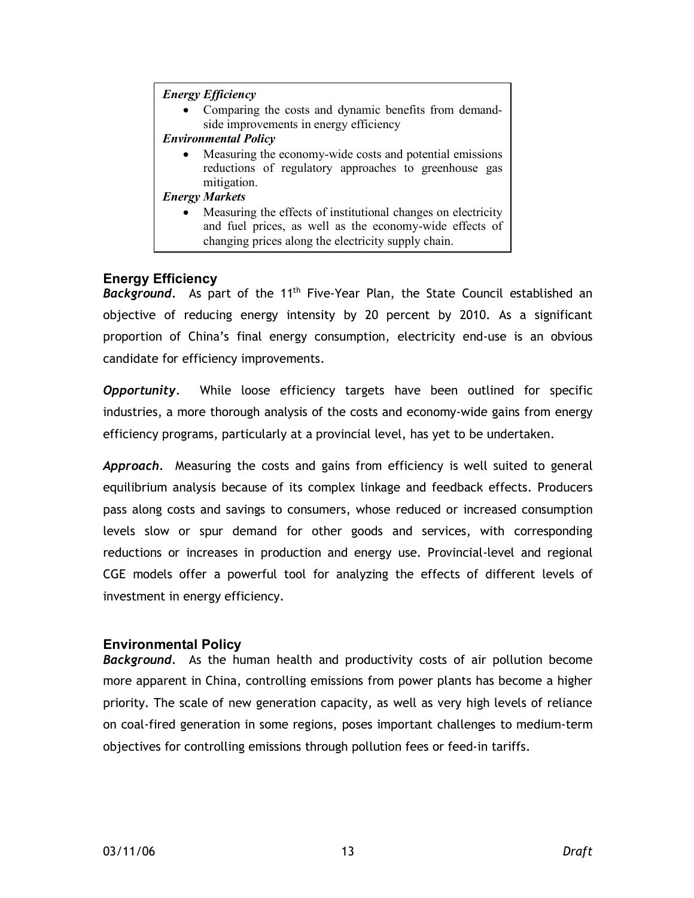***Energy Efficiency***

- Comparing the costs and dynamic benefits from demand-side improvements in energy efficiency

***Environmental Policy***

- Measuring the economy-wide costs and potential emissions reductions of regulatory approaches to greenhouse gas mitigation.

***Energy Markets***

- Measuring the effects of institutional changes on electricity and fuel prices, as well as the economy-wide effects of changing prices along the electricity supply chain.

### Energy Efficiency

***Background.*** As part of the 11th Five-Year Plan, the State Council established an objective of reducing energy intensity by 20 percent by 2010. As a significant proportion of China's final energy consumption, electricity end-use is an obvious candidate for efficiency improvements.

***Opportunity.*** While loose efficiency targets have been outlined for specific industries, a more thorough analysis of the costs and economy-wide gains from energy efficiency programs, particularly at a provincial level, has yet to be undertaken.

***Approach.*** Measuring the costs and gains from efficiency is well suited to general equilibrium analysis because of its complex linkage and feedback effects. Producers pass along costs and savings to consumers, whose reduced or increased consumption levels slow or spur demand for other goods and services, with corresponding reductions or increases in production and energy use. Provincial-level and regional CGE models offer a powerful tool for analyzing the effects of different levels of investment in energy efficiency.

### Environmental Policy

***Background.*** As the human health and productivity costs of air pollution become more apparent in China, controlling emissions from power plants has become a higher priority. The scale of new generation capacity, as well as very high levels of reliance on coal-fired generation in some regions, poses important challenges to medium-term objectives for controlling emissions through pollution fees or feed-in tariffs.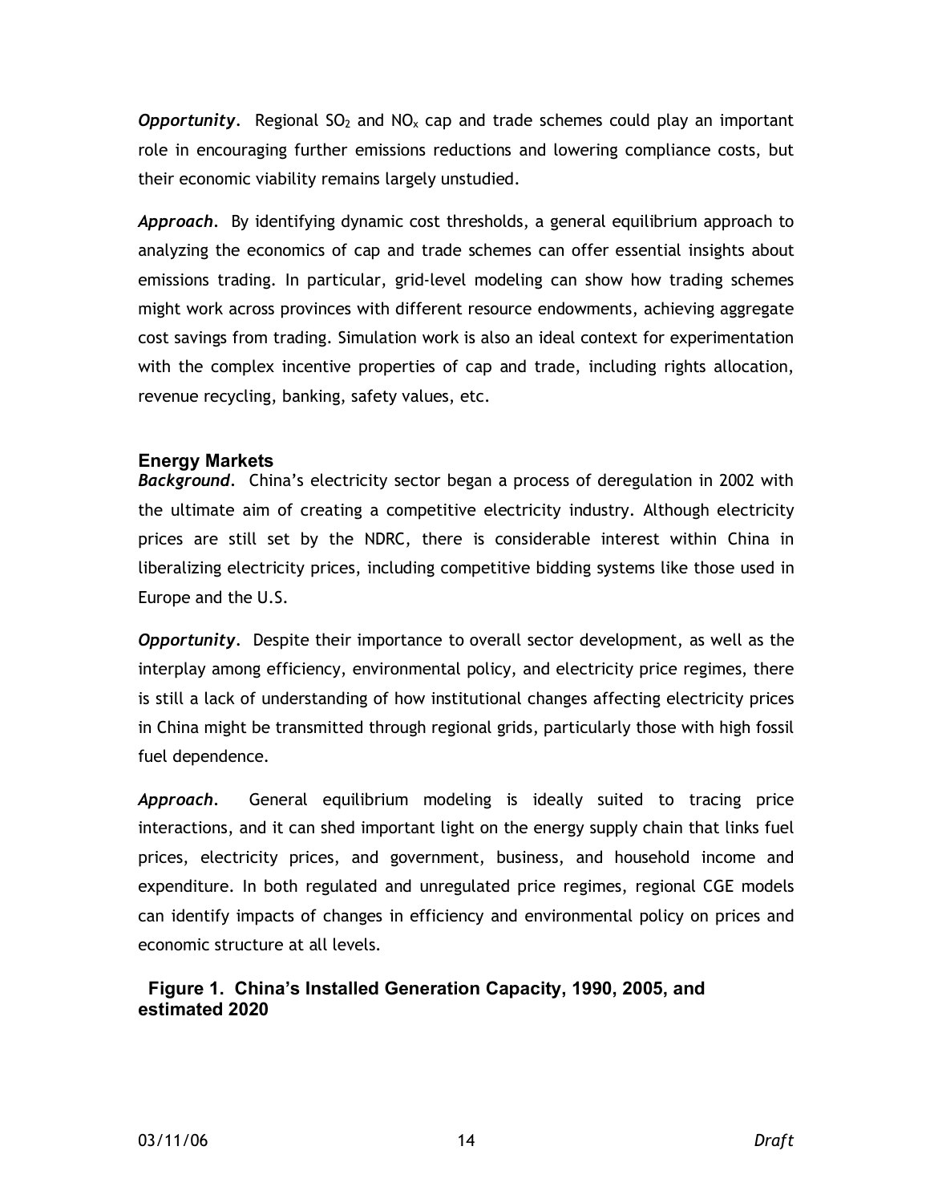***Opportunity***. Regional $SO_2$ and $NO_x$ cap and trade schemes could play an important role in encouraging further emissions reductions and lowering compliance costs, but their economic viability remains largely unstudied.

***Approach***. By identifying dynamic cost thresholds, a general equilibrium approach to analyzing the economics of cap and trade schemes can offer essential insights about emissions trading. In particular, grid-level modeling can show how trading schemes might work across provinces with different resource endowments, achieving aggregate cost savings from trading. Simulation work is also an ideal context for experimentation with the complex incentive properties of cap and trade, including rights allocation, revenue recycling, banking, safety values, etc.

### Energy Markets

***Background***. China's electricity sector began a process of deregulation in 2002 with the ultimate aim of creating a competitive electricity industry. Although electricity prices are still set by the NDRC, there is considerable interest within China in liberalizing electricity prices, including competitive bidding systems like those used in Europe and the U.S.

***Opportunity***. Despite their importance to overall sector development, as well as the interplay among efficiency, environmental policy, and electricity price regimes, there is still a lack of understanding of how institutional changes affecting electricity prices in China might be transmitted through regional grids, particularly those with high fossil fuel dependence.

***Approach***. General equilibrium modeling is ideally suited to tracing price interactions, and it can shed important light on the energy supply chain that links fuel prices, electricity prices, and government, business, and household income and expenditure. In both regulated and unregulated price regimes, regional CGE models can identify impacts of changes in efficiency and environmental policy on prices and economic structure at all levels.

**Figure 1. China's Installed Generation Capacity, 1990, 2005, and estimated 2020**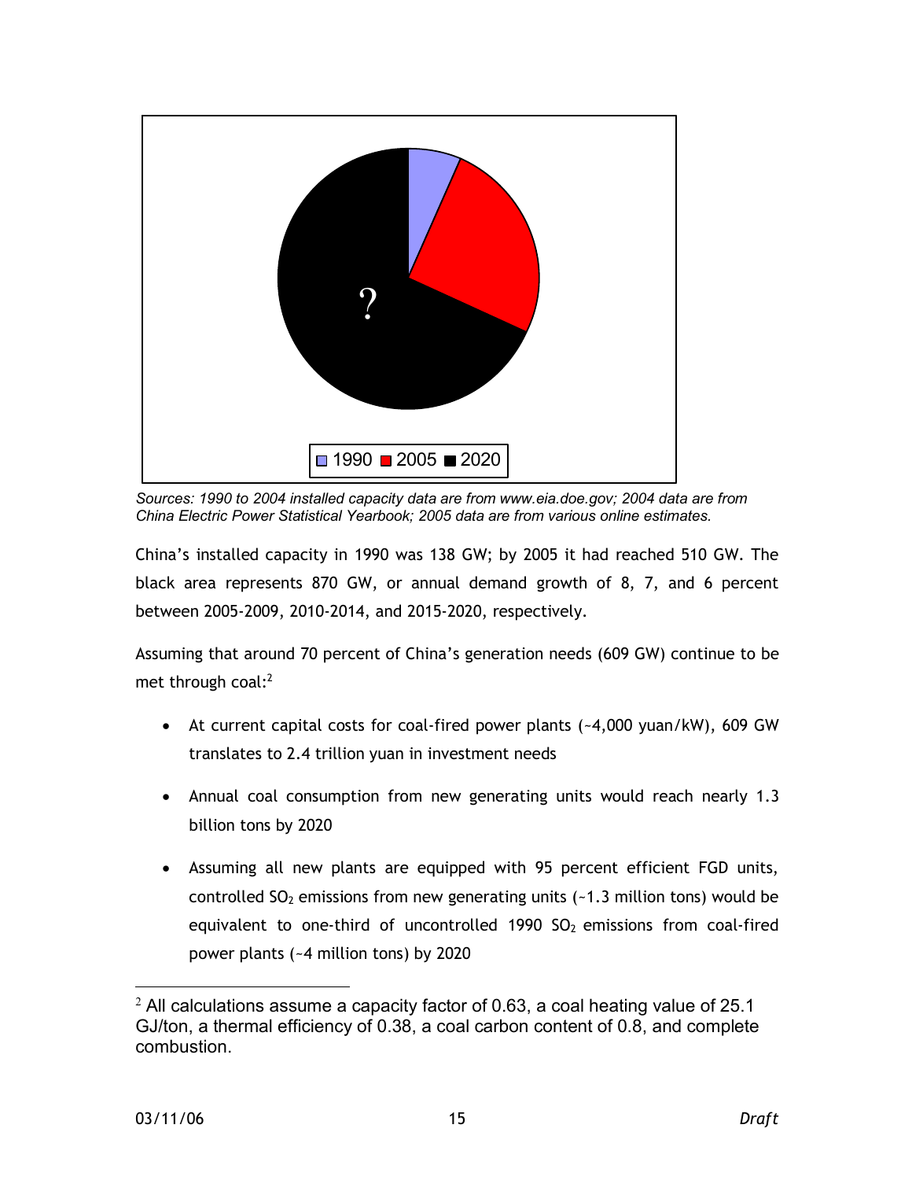Sources: 1990 to 2004 installed capacity data are from www.eia.doe.gov; 2004 data are from China Electric Power Statistical Yearbook; 2005 data are from various online estimates.

China's installed capacity in 1990 was 138 GW; by 2005 it had reached 510 GW. The black area represents 870 GW, or annual demand growth of 8, 7, and 6 percent between 2005-2009, 2010-2014, and 2015-2020, respectively.

Assuming that around 70 percent of China's generation needs (609 GW) continue to be met through coal:[2]

- At current capital costs for coal-fired power plants (~4,000 yuan/kW), 609 GW translates to 2.4 trillion yuan in investment needs
- Annual coal consumption from new generating units would reach nearly 1.3 billion tons by 2020
- Assuming all new plants are equipped with 95 percent efficient FGD units, controlled $SO_2$ emissions from new generating units (~1.3 million tons) would be equivalent to one-third of uncontrolled 1990 $SO_2$ emissions from coal-fired power plants (~4 million tons) by 2020

[2] All calculations assume a capacity factor of 0.63, a coal heating value of 25.1 GJ/ton, a thermal efficiency of 0.38, a coal carbon content of 0.8, and complete combustion.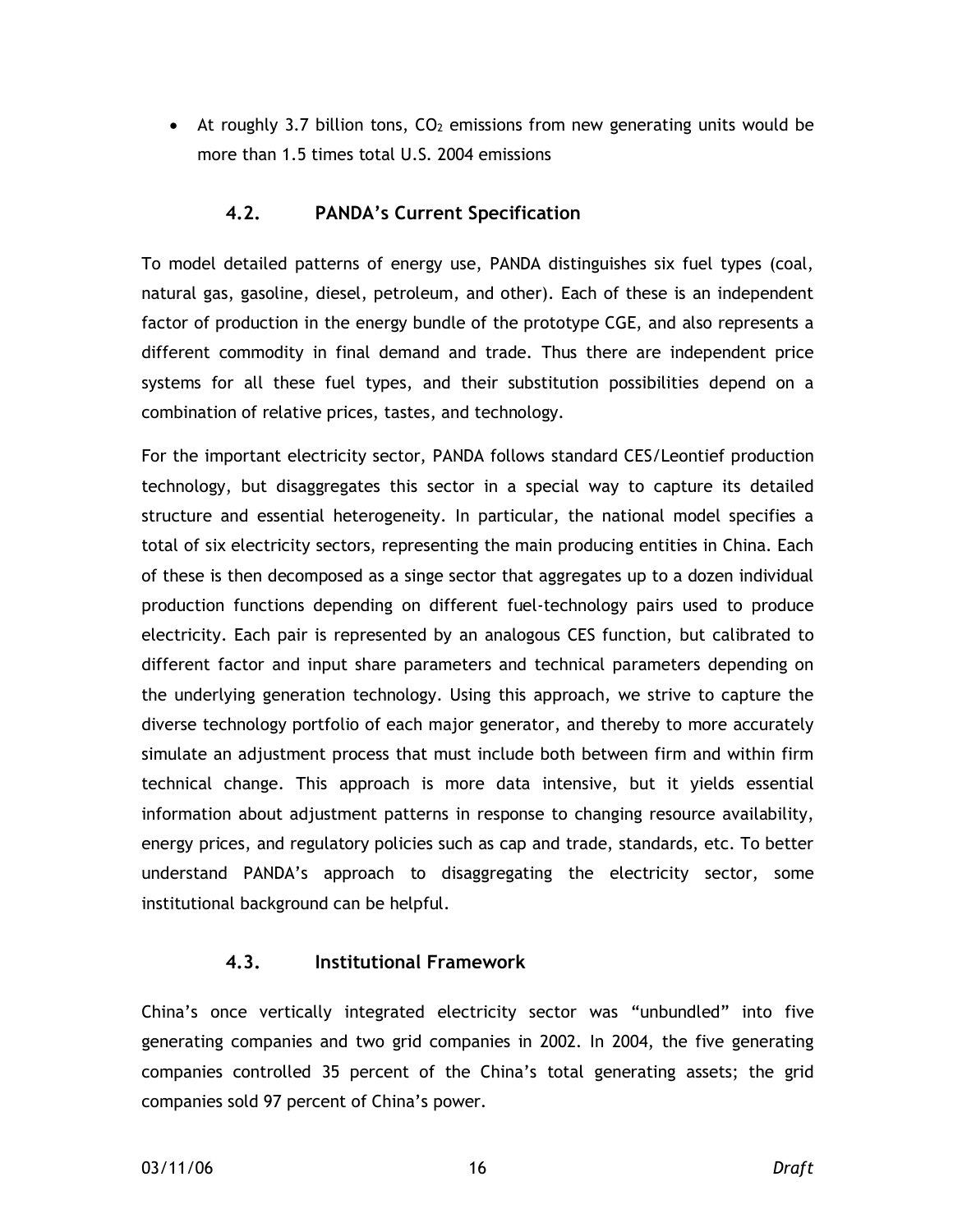- At roughly 3.7 billion tons, $CO_2$ emissions from new generating units would be more than 1.5 times total U.S. 2004 emissions

### 4.2. PANDA's Current Specification

To model detailed patterns of energy use, PANDA distinguishes six fuel types (coal, natural gas, gasoline, diesel, petroleum, and other). Each of these is an independent factor of production in the energy bundle of the prototype CGE, and also represents a different commodity in final demand and trade. Thus there are independent price systems for all these fuel types, and their substitution possibilities depend on a combination of relative prices, tastes, and technology.

For the important electricity sector, PANDA follows standard CES/Leontief production technology, but disaggregates this sector in a special way to capture its detailed structure and essential heterogeneity. In particular, the national model specifies a total of six electricity sectors, representing the main producing entities in China. Each of these is then decomposed as a singe sector that aggregates up to a dozen individual production functions depending on different fuel-technology pairs used to produce electricity. Each pair is represented by an analogous CES function, but calibrated to different factor and input share parameters and technical parameters depending on the underlying generation technology. Using this approach, we strive to capture the diverse technology portfolio of each major generator, and thereby to more accurately simulate an adjustment process that must include both between firm and within firm technical change. This approach is more data intensive, but it yields essential information about adjustment patterns in response to changing resource availability, energy prices, and regulatory policies such as cap and trade, standards, etc. To better understand PANDA's approach to disaggregating the electricity sector, some institutional background can be helpful.

### 4.3. Institutional Framework

China's once vertically integrated electricity sector was "unbundled" into five generating companies and two grid companies in 2002. In 2004, the five generating companies controlled 35 percent of the China's total generating assets; the grid companies sold 97 percent of China's power.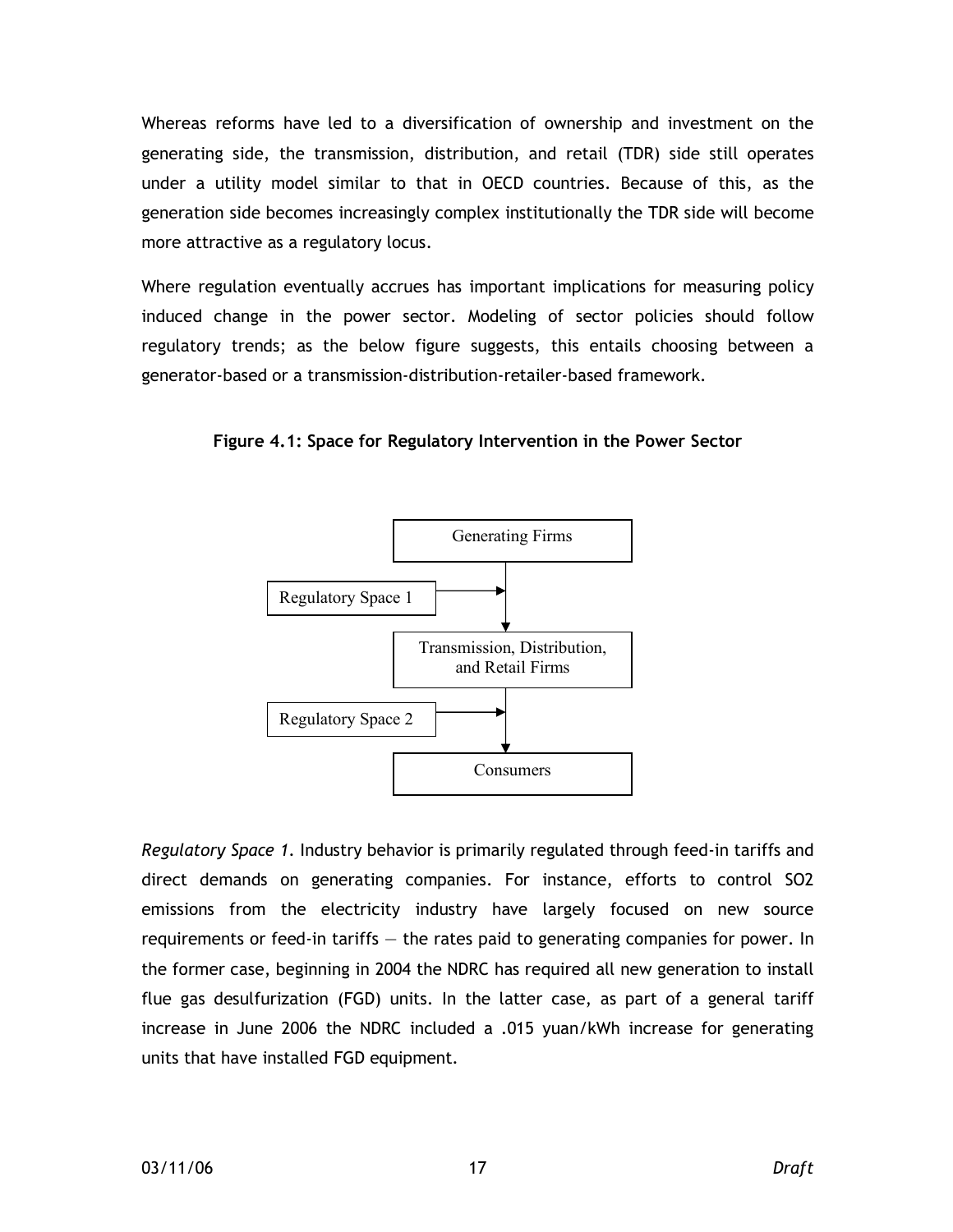Whereas reforms have led to a diversification of ownership and investment on the generating side, the transmission, distribution, and retail (TDR) side still operates under a utility model similar to that in OECD countries. Because of this, as the generation side becomes increasingly complex institutionally the TDR side will become more attractive as a regulatory locus.

Where regulation eventually accrues has important implications for measuring policy induced change in the power sector. Modeling of sector policies should follow regulatory trends; as the below figure suggests, this entails choosing between a generator-based or a transmission-distribution-retailer-based framework.

**Figure 4.1: Space for Regulatory Intervention in the Power Sector**

Generating Firms

Regulatory Space 1

Transmission, Distribution, and Retail Firms

Regulatory Space 2

Consumers

*Regulatory Space 1.* Industry behavior is primarily regulated through feed-in tariffs and direct demands on generating companies. For instance, efforts to control $SO_2$ emissions from the electricity industry have largely focused on new source requirements or feed-in tariffs — the rates paid to generating companies for power. In the former case, beginning in 2004 the NDRC has required all new generation to install flue gas desulfurization (FGD) units. In the latter case, as part of a general tariff increase in June 2006 the NDRC included a .015 yuan/kWh increase for generating units that have installed FGD equipment.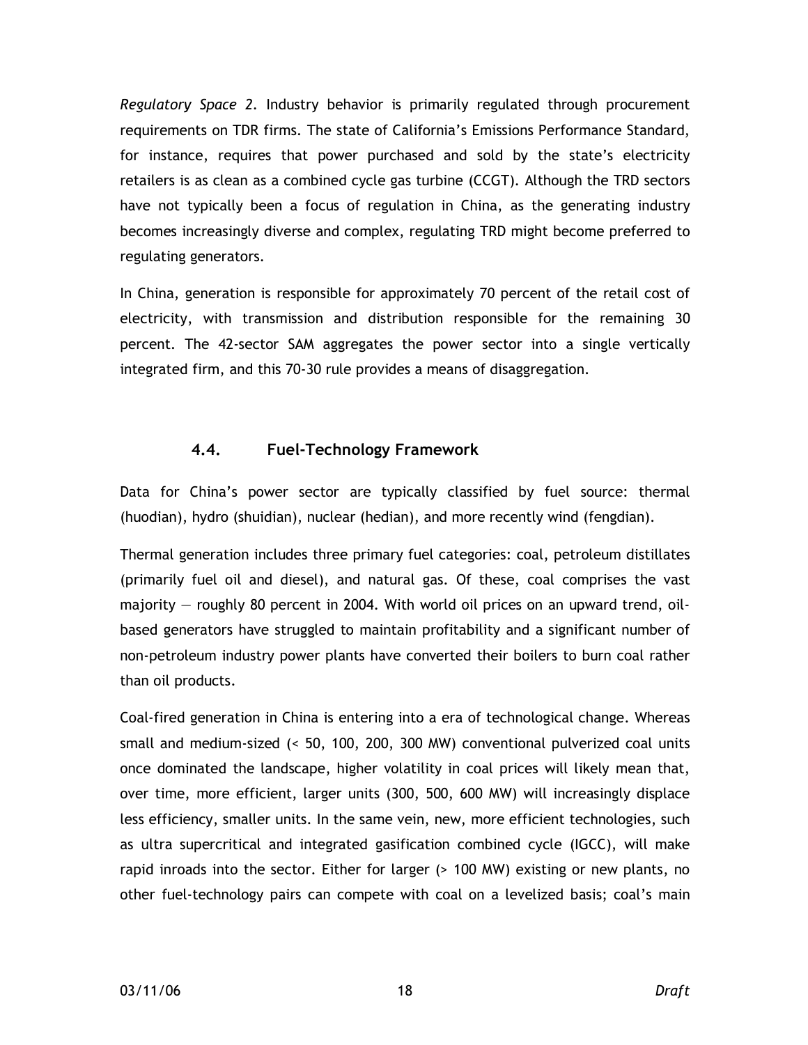*Regulatory Space 2.* Industry behavior is primarily regulated through procurement requirements on TDR firms. The state of California's Emissions Performance Standard, for instance, requires that power purchased and sold by the state's electricity retailers is as clean as a combined cycle gas turbine (CCGT). Although the TRD sectors have not typically been a focus of regulation in China, as the generating industry becomes increasingly diverse and complex, regulating TRD might become preferred to regulating generators.

In China, generation is responsible for approximately 70 percent of the retail cost of electricity, with transmission and distribution responsible for the remaining 30 percent. The 42-sector SAM aggregates the power sector into a single vertically integrated firm, and this 70-30 rule provides a means of disaggregation.

## 4.4. Fuel-Technology Framework

Data for China's power sector are typically classified by fuel source: thermal (huodian), hydro (shuidian), nuclear (hedian), and more recently wind (fengdian).

Thermal generation includes three primary fuel categories: coal, petroleum distillates (primarily fuel oil and diesel), and natural gas. Of these, coal comprises the vast majority — roughly 80 percent in 2004. With world oil prices on an upward trend, oil-based generators have struggled to maintain profitability and a significant number of non-petroleum industry power plants have converted their boilers to burn coal rather than oil products.

Coal-fired generation in China is entering into a era of technological change. Whereas small and medium-sized (< 50, 100, 200, 300 MW) conventional pulverized coal units once dominated the landscape, higher volatility in coal prices will likely mean that, over time, more efficient, larger units (300, 500, 600 MW) will increasingly displace less efficiency, smaller units. In the same vein, new, more efficient technologies, such as ultra supercritical and integrated gasification combined cycle (IGCC), will make rapid inroads into the sector. Either for larger (> 100 MW) existing or new plants, no other fuel-technology pairs can compete with coal on a levelized basis; coal's main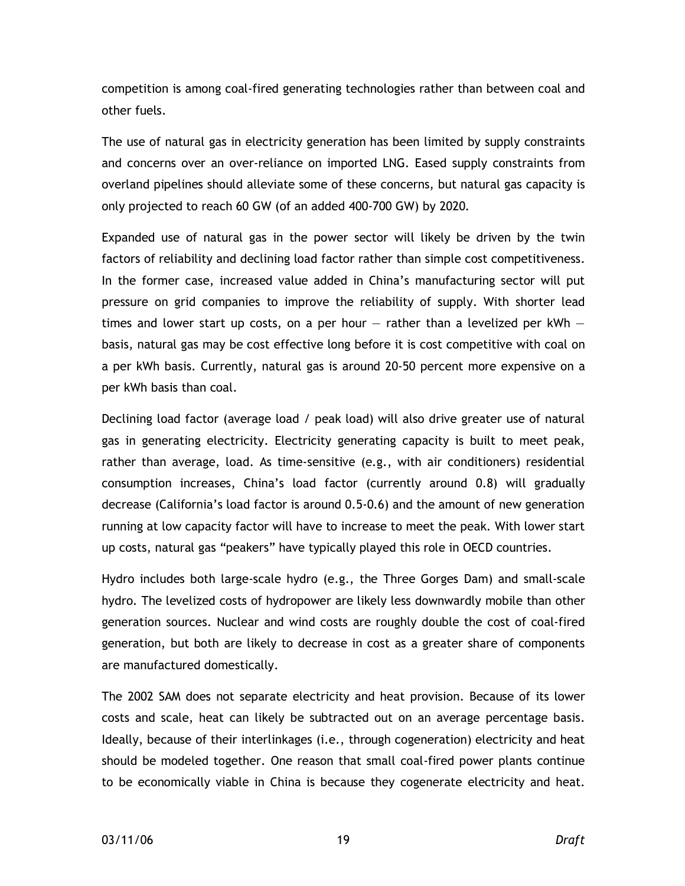competition is among coal-fired generating technologies rather than between coal and other fuels.

The use of natural gas in electricity generation has been limited by supply constraints and concerns over an over-reliance on imported LNG. Eased supply constraints from overland pipelines should alleviate some of these concerns, but natural gas capacity is only projected to reach 60 GW (of an added 400-700 GW) by 2020.

Expanded use of natural gas in the power sector will likely be driven by the twin factors of reliability and declining load factor rather than simple cost competitiveness. In the former case, increased value added in China's manufacturing sector will put pressure on grid companies to improve the reliability of supply. With shorter lead times and lower start up costs, on a per hour — rather than a levelized per kWh — basis, natural gas may be cost effective long before it is cost competitive with coal on a per kWh basis. Currently, natural gas is around 20-50 percent more expensive on a per kWh basis than coal.

Declining load factor (average load / peak load) will also drive greater use of natural gas in generating electricity. Electricity generating capacity is built to meet peak, rather than average, load. As time-sensitive (e.g., with air conditioners) residential consumption increases, China's load factor (currently around 0.8) will gradually decrease (California's load factor is around 0.5-0.6) and the amount of new generation running at low capacity factor will have to increase to meet the peak. With lower start up costs, natural gas "peakers" have typically played this role in OECD countries.

Hydro includes both large-scale hydro (e.g., the Three Gorges Dam) and small-scale hydro. The levelized costs of hydropower are likely less downwardly mobile than other generation sources. Nuclear and wind costs are roughly double the cost of coal-fired generation, but both are likely to decrease in cost as a greater share of components are manufactured domestically.

The 2002 SAM does not separate electricity and heat provision. Because of its lower costs and scale, heat can likely be subtracted out on an average percentage basis. Ideally, because of their interlinkages (i.e., through cogeneration) electricity and heat should be modeled together. One reason that small coal-fired power plants continue to be economically viable in China is because they cogenerate electricity and heat.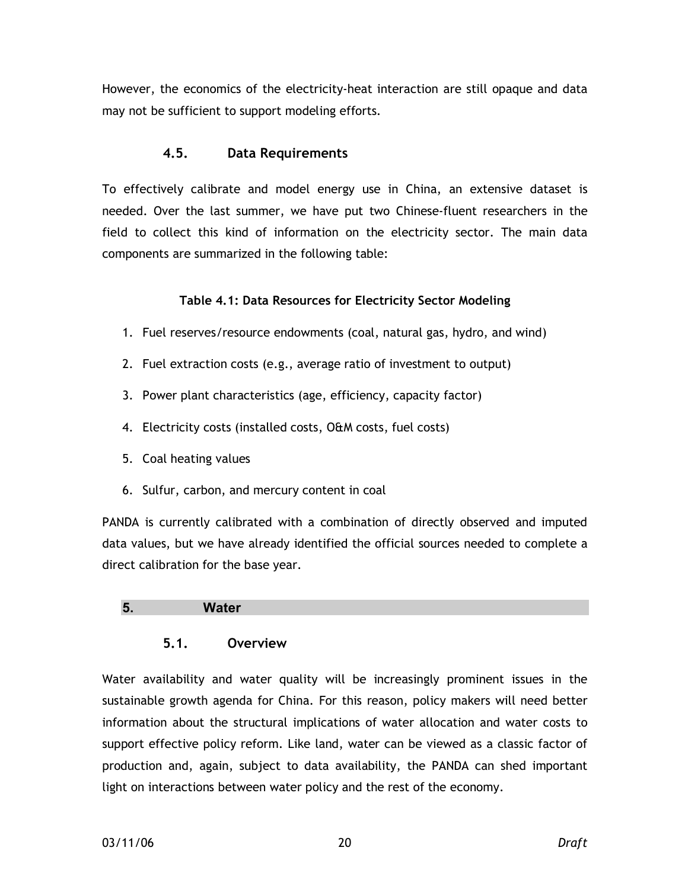However, the economics of the electricity-heat interaction are still opaque and data may not be sufficient to support modeling efforts.

### 4.5. Data Requirements

To effectively calibrate and model energy use in China, an extensive dataset is needed. Over the last summer, we have put two Chinese-fluent researchers in the field to collect this kind of information on the electricity sector. The main data components are summarized in the following table:

**Table 4.1: Data Resources for Electricity Sector Modeling**

1. Fuel reserves/resource endowments (coal, natural gas, hydro, and wind)
2. Fuel extraction costs (e.g., average ratio of investment to output)
3. Power plant characteristics (age, efficiency, capacity factor)
4. Electricity costs (installed costs, O&M costs, fuel costs)
5. Coal heating values
6. Sulfur, carbon, and mercury content in coal

PANDA is currently calibrated with a combination of directly observed and imputed data values, but we have already identified the official sources needed to complete a direct calibration for the base year.

## 5. Water

### 5.1. Overview

Water availability and water quality will be increasingly prominent issues in the sustainable growth agenda for China. For this reason, policy makers will need better information about the structural implications of water allocation and water costs to support effective policy reform. Like land, water can be viewed as a classic factor of production and, again, subject to data availability, the PANDA can shed important light on interactions between water policy and the rest of the economy.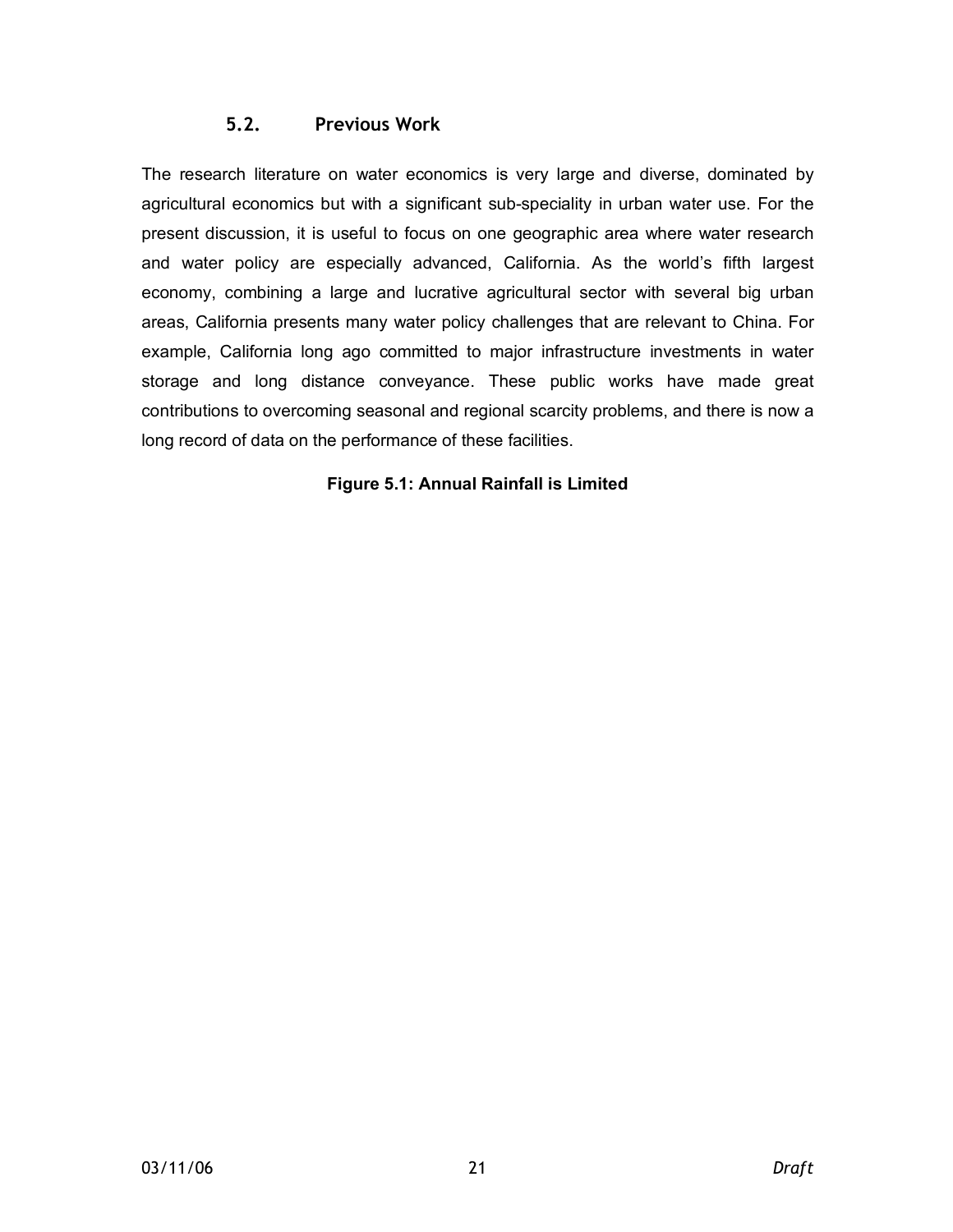## 5.2. Previous Work

The research literature on water economics is very large and diverse, dominated by agricultural economics but with a significant sub-speciality in urban water use. For the present discussion, it is useful to focus on one geographic area where water research and water policy are especially advanced, California. As the world's fifth largest economy, combining a large and lucrative agricultural sector with several big urban areas, California presents many water policy challenges that are relevant to China. For example, California long ago committed to major infrastructure investments in water storage and long distance conveyance. These public works have made great contributions to overcoming seasonal and regional scarcity problems, and there is now a long record of data on the performance of these facilities.

**Figure 5.1: Annual Rainfall is Limited**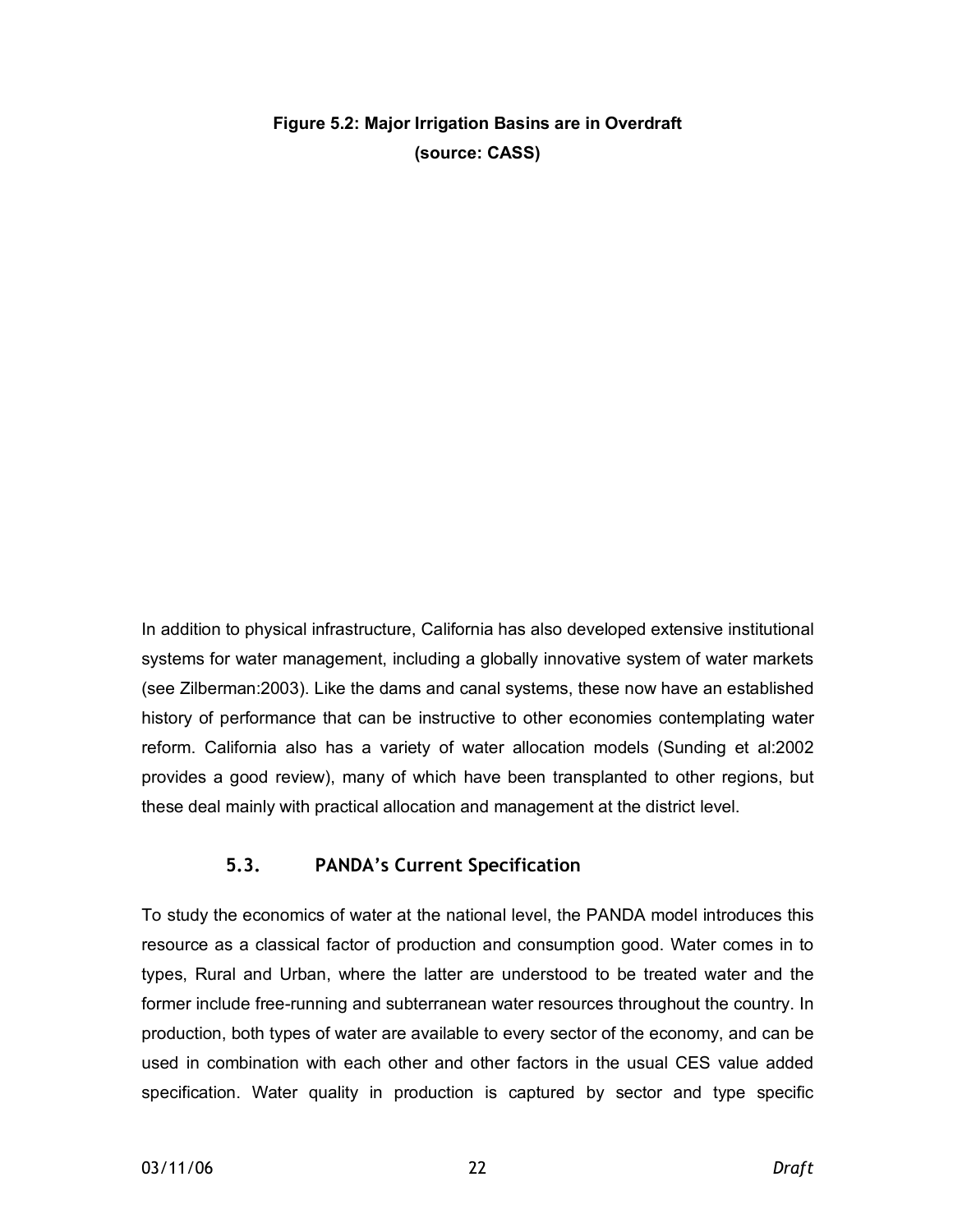**Figure 5.2: Major Irrigation Basins are in Overdraft**
**(source: CASS)**

In addition to physical infrastructure, California has also developed extensive institutional systems for water management, including a globally innovative system of water markets (see Zilberman:2003). Like the dams and canal systems, these now have an established history of performance that can be instructive to other economies contemplating water reform. California also has a variety of water allocation models (Sunding et al:2002 provides a good review), many of which have been transplanted to other regions, but these deal mainly with practical allocation and management at the district level.

## 5.3. PANDA's Current Specification

To study the economics of water at the national level, the PANDA model introduces this resource as a classical factor of production and consumption good. Water comes in to types, Rural and Urban, where the latter are understood to be treated water and the former include free-running and subterranean water resources throughout the country. In production, both types of water are available to every sector of the economy, and can be used in combination with each other and other factors in the usual CES value added specification. Water quality in production is captured by sector and type specific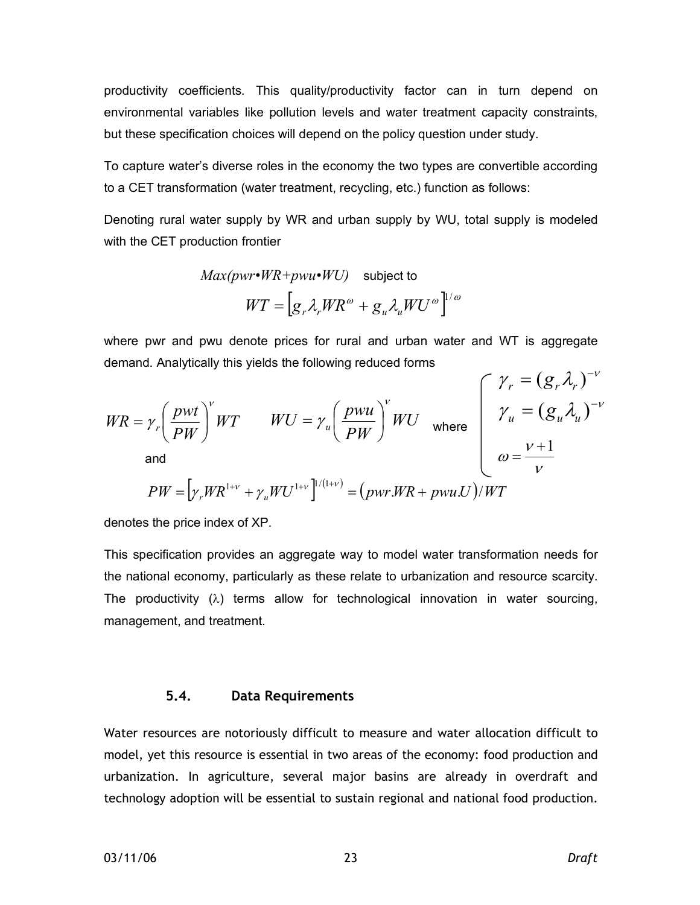productivity coefficients. This quality/productivity factor can in turn depend on environmental variables like pollution levels and water treatment capacity constraints, but these specification choices will depend on the policy question under study.

To capture water's diverse roles in the economy the two types are convertible according to a CET transformation (water treatment, recycling, etc.) function as follows:

Denoting rural water supply by WR and urban supply by WU, total supply is modeled with the CET production frontier

$$Max(pwr \bullet WR + pwu \bullet WU) \quad \text{subject to}$$

$$WT = \left[ g_r \lambda_r WR^{\omega} + g_u \lambda_u WU^{\omega} \right]^{1/\omega}$$

where pwr and pwu denote prices for rural and urban water and WT is aggregate demand. Analytically this yields the following reduced forms

$$WR = \gamma_r \left( \frac{pwt}{PW} \right)^{\nu} WT \qquad WU = \gamma_u \left( \frac{pwu}{PW} \right)^{\nu} WU \quad \text{where} \quad \begin{cases} \gamma_r = (g_r \lambda_r)^{-\nu} \\ \gamma_u = (g_u \lambda_u)^{-\nu} \\ \omega = \dfrac{\nu + 1}{\nu} \end{cases}$$

and

$$PW = \left[ \gamma_r WR^{1+\nu} + \gamma_u WU^{1+\nu} \right]^{1/(1+\nu)} = \left( pwr.WR + pwu.U \right)/WT$$

denotes the price index of XP.

This specification provides an aggregate way to model water transformation needs for the national economy, particularly as these relate to urbanization and resource scarcity. The productivity ($\lambda$) terms allow for technological innovation in water sourcing, management, and treatment.

### 5.4. Data Requirements

Water resources are notoriously difficult to measure and water allocation difficult to model, yet this resource is essential in two areas of the economy: food production and urbanization. In agriculture, several major basins are already in overdraft and technology adoption will be essential to sustain regional and national food production.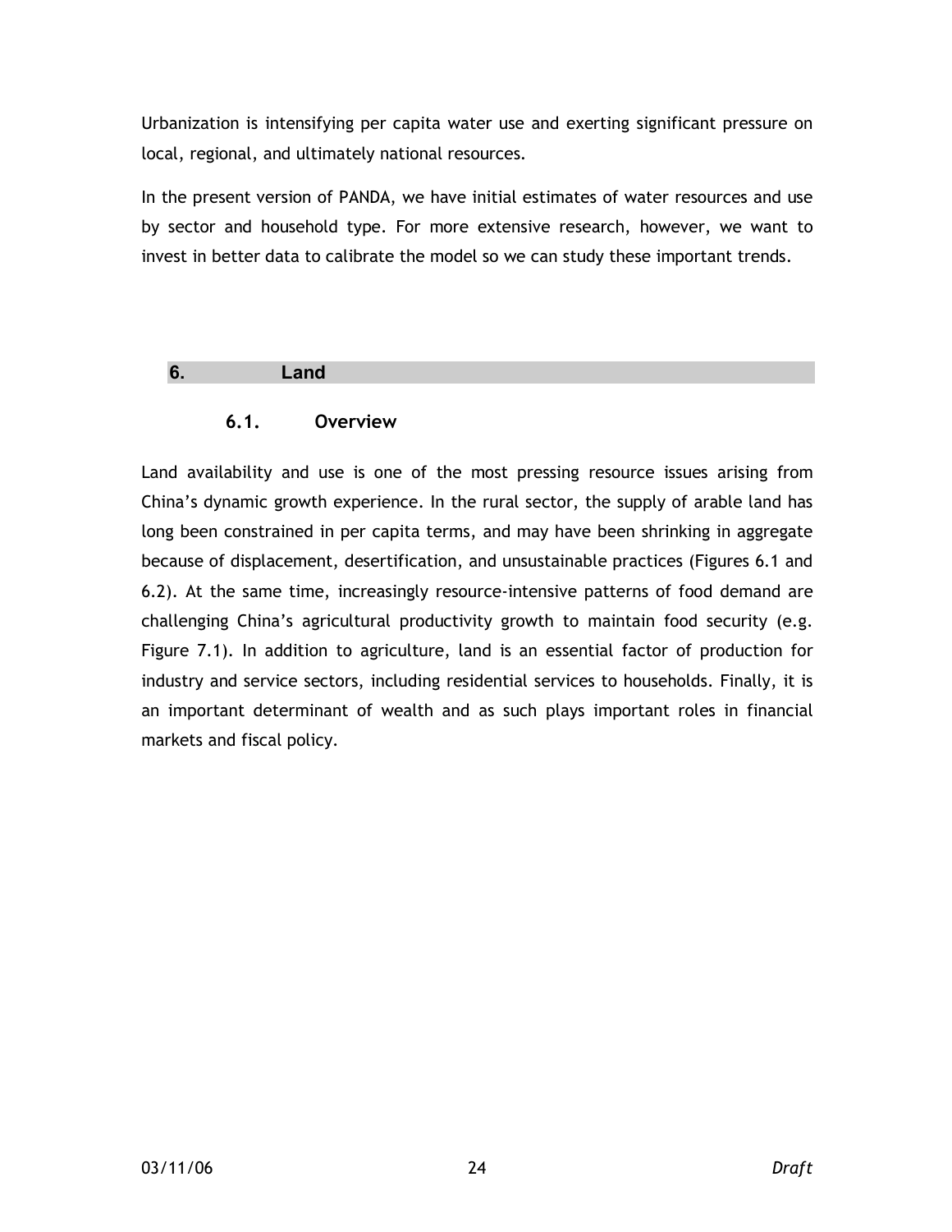Urbanization is intensifying per capita water use and exerting significant pressure on local, regional, and ultimately national resources.

In the present version of PANDA, we have initial estimates of water resources and use by sector and household type. For more extensive research, however, we want to invest in better data to calibrate the model so we can study these important trends.

# 6. Land

## 6.1. Overview

Land availability and use is one of the most pressing resource issues arising from China's dynamic growth experience. In the rural sector, the supply of arable land has long been constrained in per capita terms, and may have been shrinking in aggregate because of displacement, desertification, and unsustainable practices (Figures 6.1 and 6.2). At the same time, increasingly resource-intensive patterns of food demand are challenging China's agricultural productivity growth to maintain food security (e.g. Figure 7.1). In addition to agriculture, land is an essential factor of production for industry and service sectors, including residential services to households. Finally, it is an important determinant of wealth and as such plays important roles in financial markets and fiscal policy.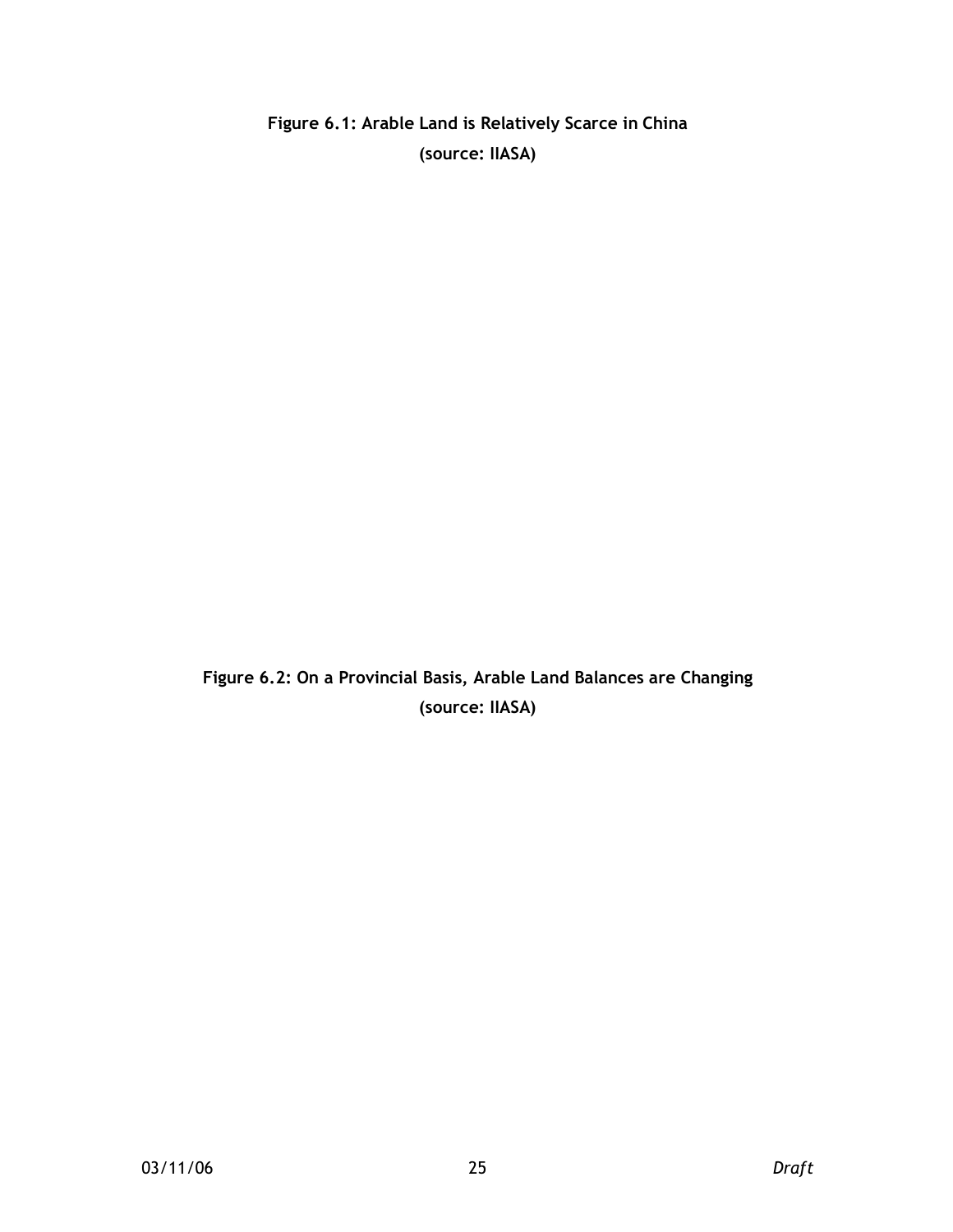**Figure 6.1: Arable Land is Relatively Scarce in China**
**(source: IIASA)**

**Figure 6.2: On a Provincial Basis, Arable Land Balances are Changing**
**(source: IIASA)**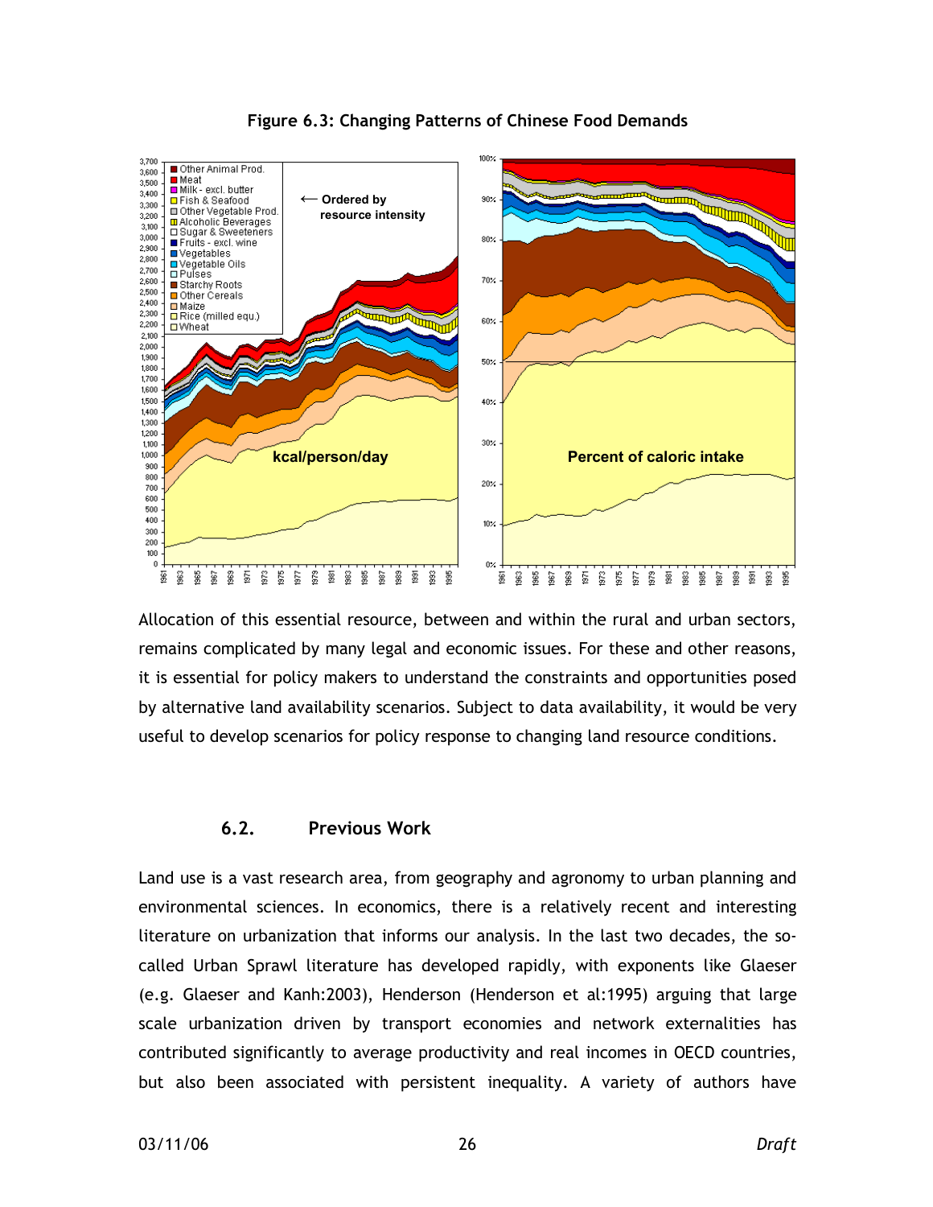**Figure 6.3: Changing Patterns of Chinese Food Demands**

Allocation of this essential resource, between and within the rural and urban sectors, remains complicated by many legal and economic issues. For these and other reasons, it is essential for policy makers to understand the constraints and opportunities posed by alternative land availability scenarios. Subject to data availability, it would be very useful to develop scenarios for policy response to changing land resource conditions.

## 6.2. Previous Work

Land use is a vast research area, from geography and agronomy to urban planning and environmental sciences. In economics, there is a relatively recent and interesting literature on urbanization that informs our analysis. In the last two decades, the so-called Urban Sprawl literature has developed rapidly, with exponents like Glaeser (e.g. Glaeser and Kanh:2003), Henderson (Henderson et al:1995) arguing that large scale urbanization driven by transport economies and network externalities has contributed significantly to average productivity and real incomes in OECD countries, but also been associated with persistent inequality. A variety of authors have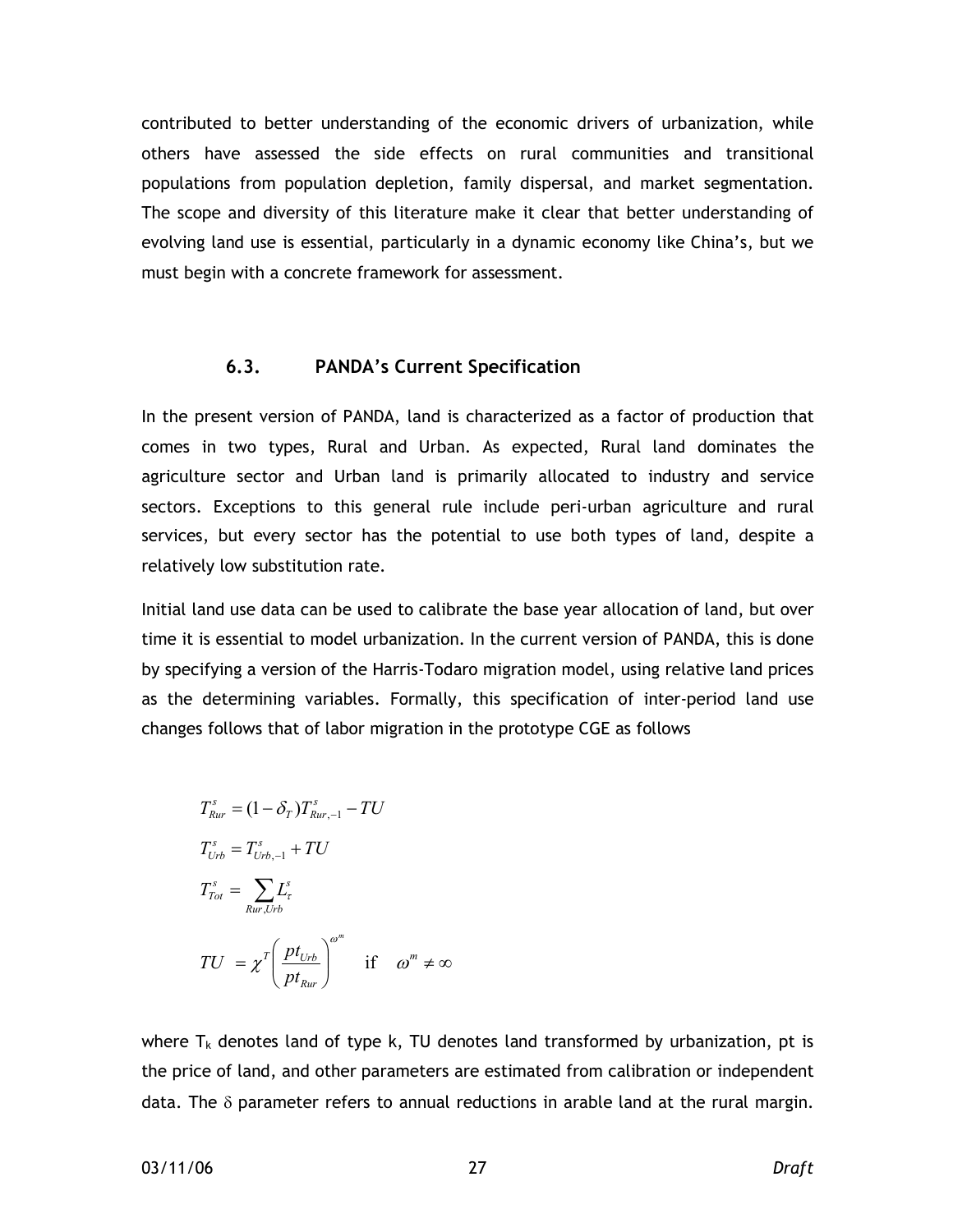contributed to better understanding of the economic drivers of urbanization, while others have assessed the side effects on rural communities and transitional populations from population depletion, family dispersal, and market segmentation. The scope and diversity of this literature make it clear that better understanding of evolving land use is essential, particularly in a dynamic economy like China's, but we must begin with a concrete framework for assessment.

### 6.3. PANDA's Current Specification

In the present version of PANDA, land is characterized as a factor of production that comes in two types, Rural and Urban. As expected, Rural land dominates the agriculture sector and Urban land is primarily allocated to industry and service sectors. Exceptions to this general rule include peri-urban agriculture and rural services, but every sector has the potential to use both types of land, despite a relatively low substitution rate.

Initial land use data can be used to calibrate the base year allocation of land, but over time it is essential to model urbanization. In the current version of PANDA, this is done by specifying a version of the Harris-Todaro migration model, using relative land prices as the determining variables. Formally, this specification of inter-period land use changes follows that of labor migration in the prototype CGE as follows

$$T_{Rur}^{s} = (1-\delta_T)T_{Rur,-1}^{s} - TU$$

$$T_{Urb}^{s} = T_{Urb,-1}^{s} + TU$$

$$T_{Tot}^{s} = \sum_{Rur,Urb} L_{\tau}^{s}$$

$$TU = \chi^{T}\left(\frac{pt_{Urb}}{pt_{Rur}}\right)^{\omega^{m}} \quad \text{if} \quad \omega^{m} \neq \infty$$

where $T_k$ denotes land of type k, TU denotes land transformed by urbanization, pt is the price of land, and other parameters are estimated from calibration or independent data. The $\delta$ parameter refers to annual reductions in arable land at the rural margin.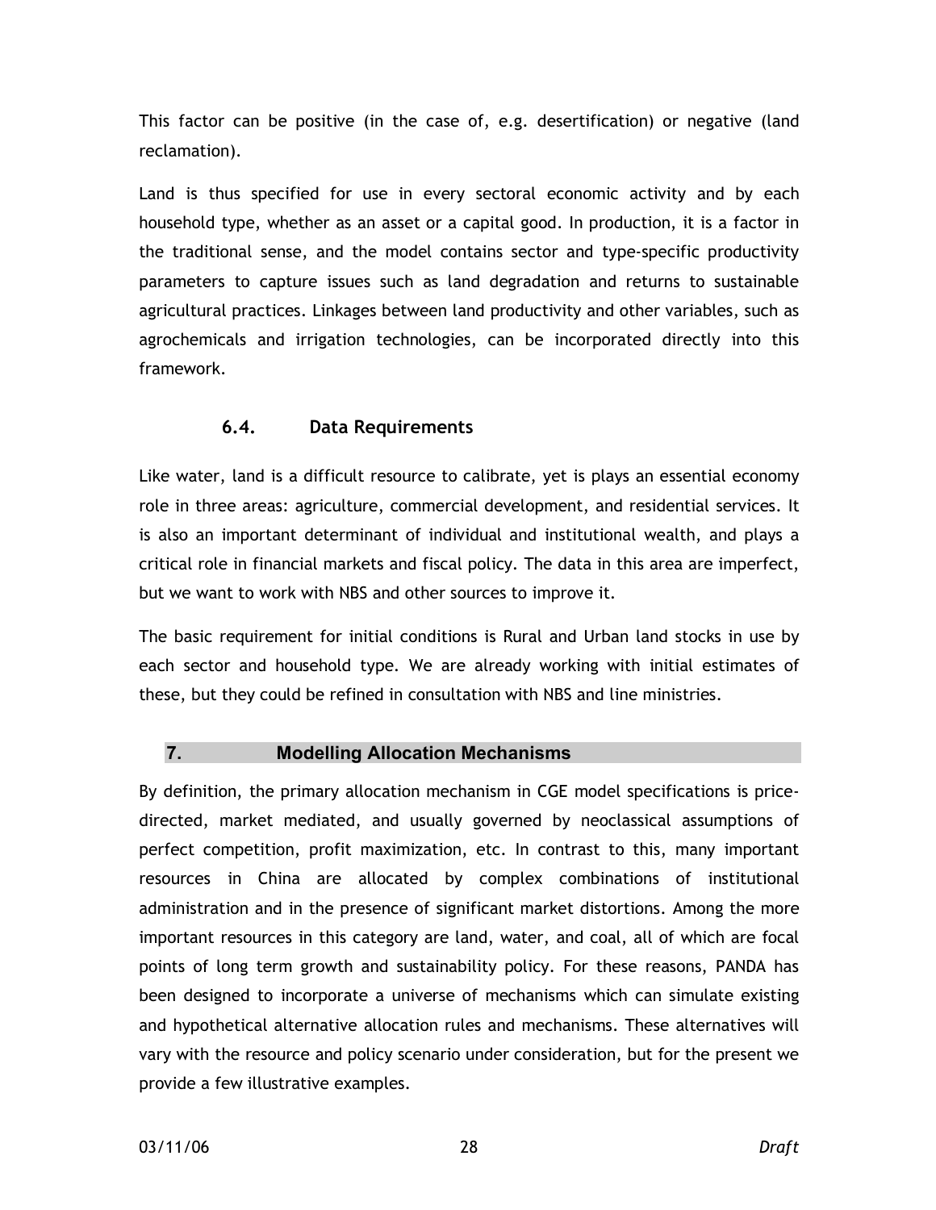This factor can be positive (in the case of, e.g. desertification) or negative (land reclamation).

Land is thus specified for use in every sectoral economic activity and by each household type, whether as an asset or a capital good. In production, it is a factor in the traditional sense, and the model contains sector and type-specific productivity parameters to capture issues such as land degradation and returns to sustainable agricultural practices. Linkages between land productivity and other variables, such as agrochemicals and irrigation technologies, can be incorporated directly into this framework.

### 6.4. Data Requirements

Like water, land is a difficult resource to calibrate, yet is plays an essential economy role in three areas: agriculture, commercial development, and residential services. It is also an important determinant of individual and institutional wealth, and plays a critical role in financial markets and fiscal policy. The data in this area are imperfect, but we want to work with NBS and other sources to improve it.

The basic requirement for initial conditions is Rural and Urban land stocks in use by each sector and household type. We are already working with initial estimates of these, but they could be refined in consultation with NBS and line ministries.

## 7. Modelling Allocation Mechanisms

By definition, the primary allocation mechanism in CGE model specifications is price-directed, market mediated, and usually governed by neoclassical assumptions of perfect competition, profit maximization, etc. In contrast to this, many important resources in China are allocated by complex combinations of institutional administration and in the presence of significant market distortions. Among the more important resources in this category are land, water, and coal, all of which are focal points of long term growth and sustainability policy. For these reasons, PANDA has been designed to incorporate a universe of mechanisms which can simulate existing and hypothetical alternative allocation rules and mechanisms. These alternatives will vary with the resource and policy scenario under consideration, but for the present we provide a few illustrative examples.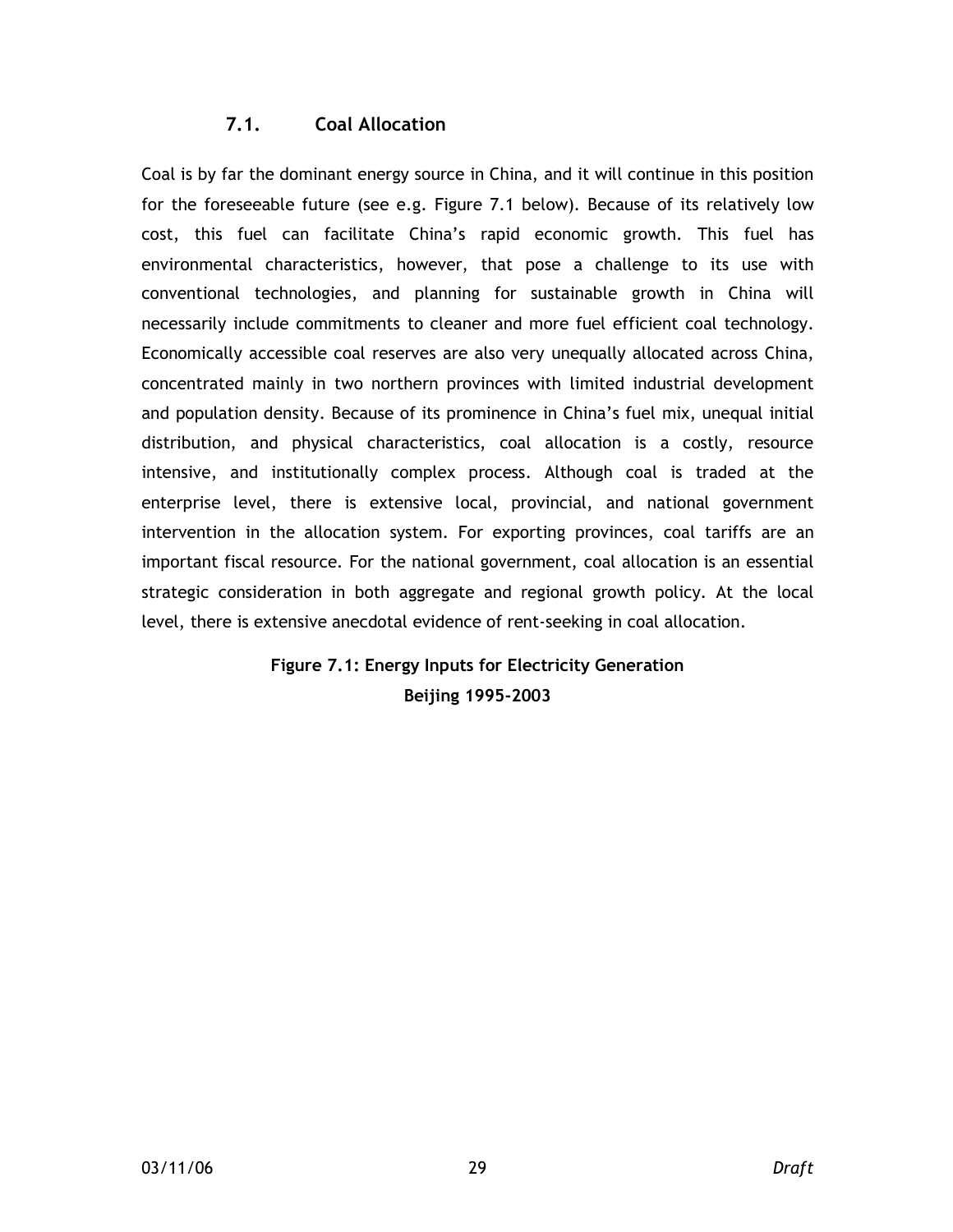### 7.1. Coal Allocation

Coal is by far the dominant energy source in China, and it will continue in this position for the foreseeable future (see e.g. Figure 7.1 below). Because of its relatively low cost, this fuel can facilitate China's rapid economic growth. This fuel has environmental characteristics, however, that pose a challenge to its use with conventional technologies, and planning for sustainable growth in China will necessarily include commitments to cleaner and more fuel efficient coal technology. Economically accessible coal reserves are also very unequally allocated across China, concentrated mainly in two northern provinces with limited industrial development and population density. Because of its prominence in China's fuel mix, unequal initial distribution, and physical characteristics, coal allocation is a costly, resource intensive, and institutionally complex process. Although coal is traded at the enterprise level, there is extensive local, provincial, and national government intervention in the allocation system. For exporting provinces, coal tariffs are an important fiscal resource. For the national government, coal allocation is an essential strategic consideration in both aggregate and regional growth policy. At the local level, there is extensive anecdotal evidence of rent-seeking in coal allocation.

**Figure 7.1: Energy Inputs for Electricity Generation Beijing 1995-2003**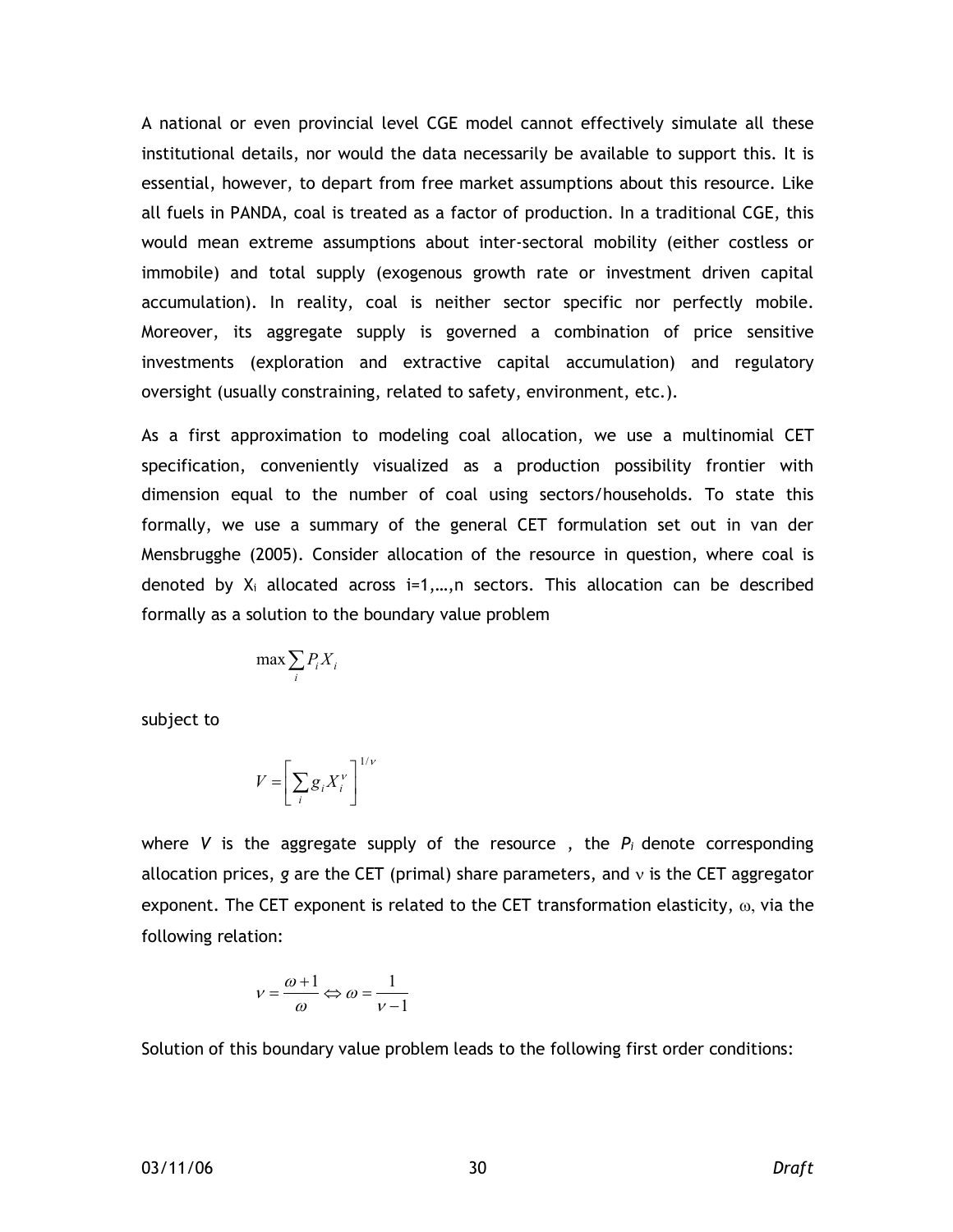A national or even provincial level CGE model cannot effectively simulate all these institutional details, nor would the data necessarily be available to support this. It is essential, however, to depart from free market assumptions about this resource. Like all fuels in PANDA, coal is treated as a factor of production. In a traditional CGE, this would mean extreme assumptions about inter-sectoral mobility (either costless or immobile) and total supply (exogenous growth rate or investment driven capital accumulation). In reality, coal is neither sector specific nor perfectly mobile. Moreover, its aggregate supply is governed a combination of price sensitive investments (exploration and extractive capital accumulation) and regulatory oversight (usually constraining, related to safety, environment, etc.).

As a first approximation to modeling coal allocation, we use a multinomial CET specification, conveniently visualized as a production possibility frontier with dimension equal to the number of coal using sectors/households. To state this formally, we use a summary of the general CET formulation set out in van der Mensbrugghe (2005). Consider allocation of the resource in question, where coal is denoted by $X_i$ allocated across i=1,…,n sectors. This allocation can be described formally as a solution to the boundary value problem

$$\max \sum_i P_i X_i$$

subject to

$$V = \left[ \sum_i g_i X_i^{\nu} \right]^{1/\nu}$$

where *V* is the aggregate supply of the resource , the $P_i$ denote corresponding allocation prices, *g* are the CET (primal) share parameters, and $\nu$ is the CET aggregator exponent. The CET exponent is related to the CET transformation elasticity, $\omega$, via the following relation:

$$\nu = \frac{\omega + 1}{\omega} \Leftrightarrow \omega = \frac{1}{\nu - 1}$$

Solution of this boundary value problem leads to the following first order conditions: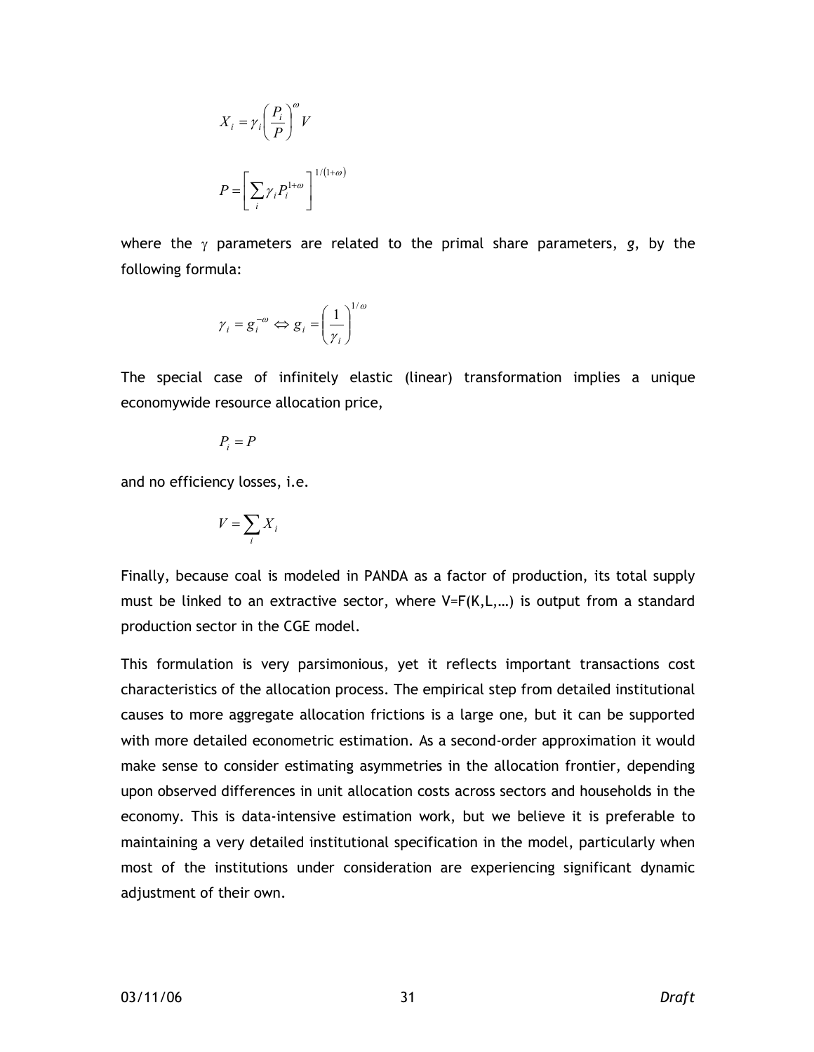$$X_i = \gamma_i \left( \frac{P_i}{P} \right)^{\omega} V$$

$$P = \left[ \sum_i \gamma_i P_i^{1+\omega} \right]^{1/(1+\omega)}$$

where the $\gamma$ parameters are related to the primal share parameters, *g*, by the following formula:

$$\gamma_i = g_i^{-\omega} \Leftrightarrow g_i = \left( \frac{1}{\gamma_i} \right)^{1/\omega}$$

The special case of infinitely elastic (linear) transformation implies a unique economywide resource allocation price,

$$P_i = P$$

and no efficiency losses, i.e.

$$V = \sum_i X_i$$

Finally, because coal is modeled in PANDA as a factor of production, its total supply must be linked to an extractive sector, where V=F(K,L,…) is output from a standard production sector in the CGE model.

This formulation is very parsimonious, yet it reflects important transactions cost characteristics of the allocation process. The empirical step from detailed institutional causes to more aggregate allocation frictions is a large one, but it can be supported with more detailed econometric estimation. As a second-order approximation it would make sense to consider estimating asymmetries in the allocation frontier, depending upon observed differences in unit allocation costs across sectors and households in the economy. This is data-intensive estimation work, but we believe it is preferable to maintaining a very detailed institutional specification in the model, particularly when most of the institutions under consideration are experiencing significant dynamic adjustment of their own.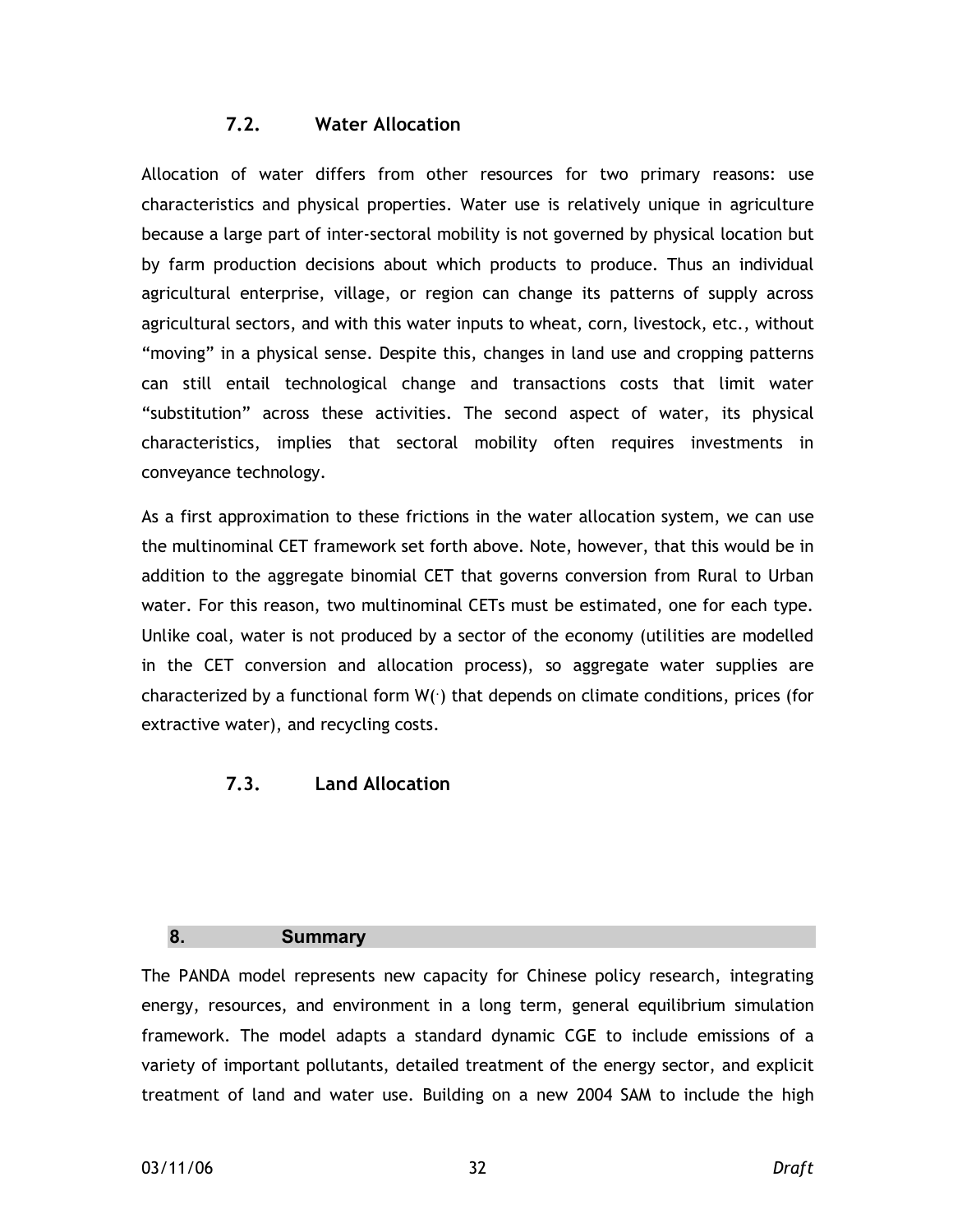### 7.2. Water Allocation

Allocation of water differs from other resources for two primary reasons: use characteristics and physical properties. Water use is relatively unique in agriculture because a large part of inter-sectoral mobility is not governed by physical location but by farm production decisions about which products to produce. Thus an individual agricultural enterprise, village, or region can change its patterns of supply across agricultural sectors, and with this water inputs to wheat, corn, livestock, etc., without "moving" in a physical sense. Despite this, changes in land use and cropping patterns can still entail technological change and transactions costs that limit water "substitution" across these activities. The second aspect of water, its physical characteristics, implies that sectoral mobility often requires investments in conveyance technology.

As a first approximation to these frictions in the water allocation system, we can use the multinominal CET framework set forth above. Note, however, that this would be in addition to the aggregate binomial CET that governs conversion from Rural to Urban water. For this reason, two multinominal CETs must be estimated, one for each type. Unlike coal, water is not produced by a sector of the economy (utilities are modelled in the CET conversion and allocation process), so aggregate water supplies are characterized by a functional form $W(\cdot)$ that depends on climate conditions, prices (for extractive water), and recycling costs.

### 7.3. Land Allocation

## 8. Summary

The PANDA model represents new capacity for Chinese policy research, integrating energy, resources, and environment in a long term, general equilibrium simulation framework. The model adapts a standard dynamic CGE to include emissions of a variety of important pollutants, detailed treatment of the energy sector, and explicit treatment of land and water use. Building on a new 2004 SAM to include the high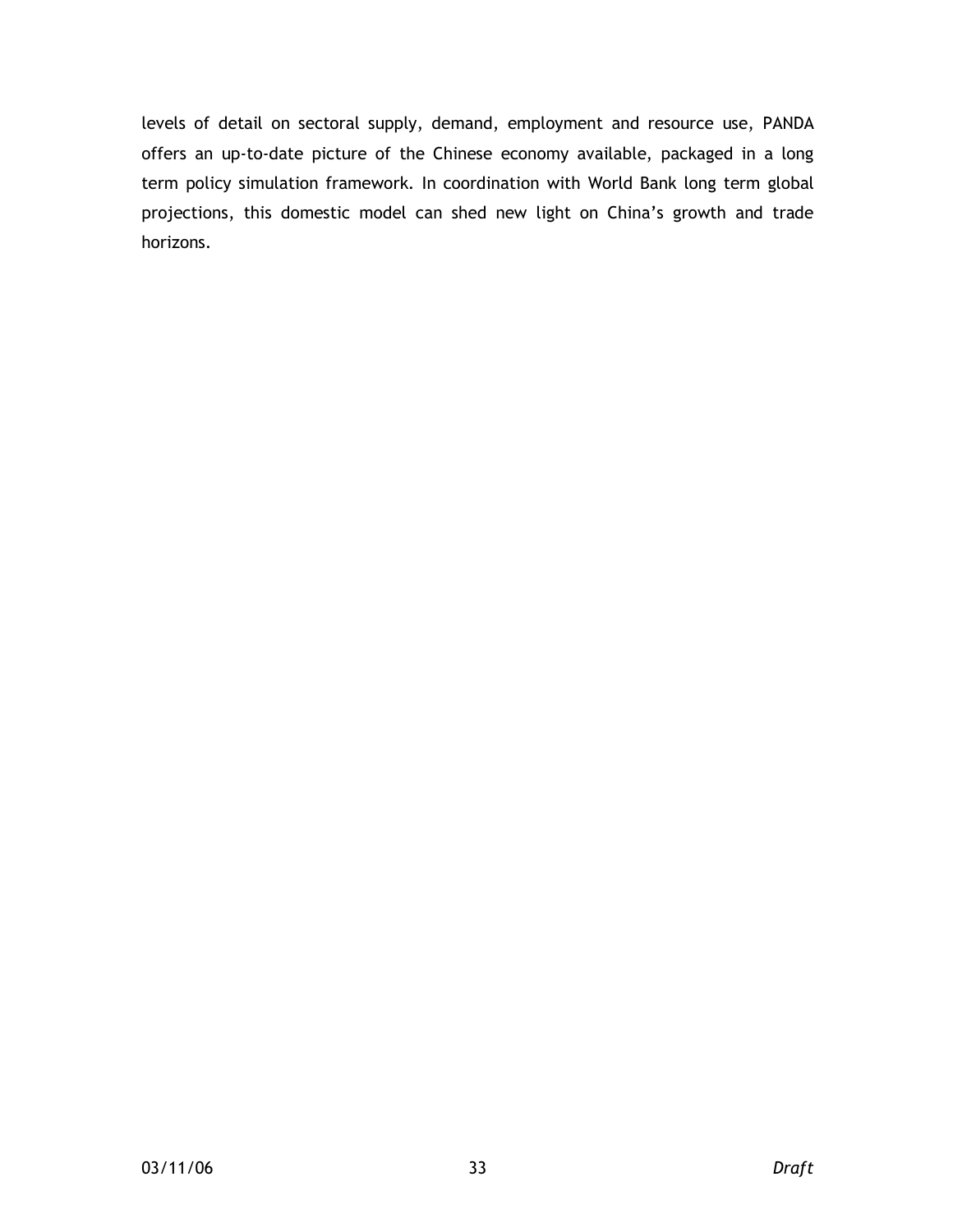levels of detail on sectoral supply, demand, employment and resource use, PANDA offers an up-to-date picture of the Chinese economy available, packaged in a long term policy simulation framework. In coordination with World Bank long term global projections, this domestic model can shed new light on China's growth and trade horizons.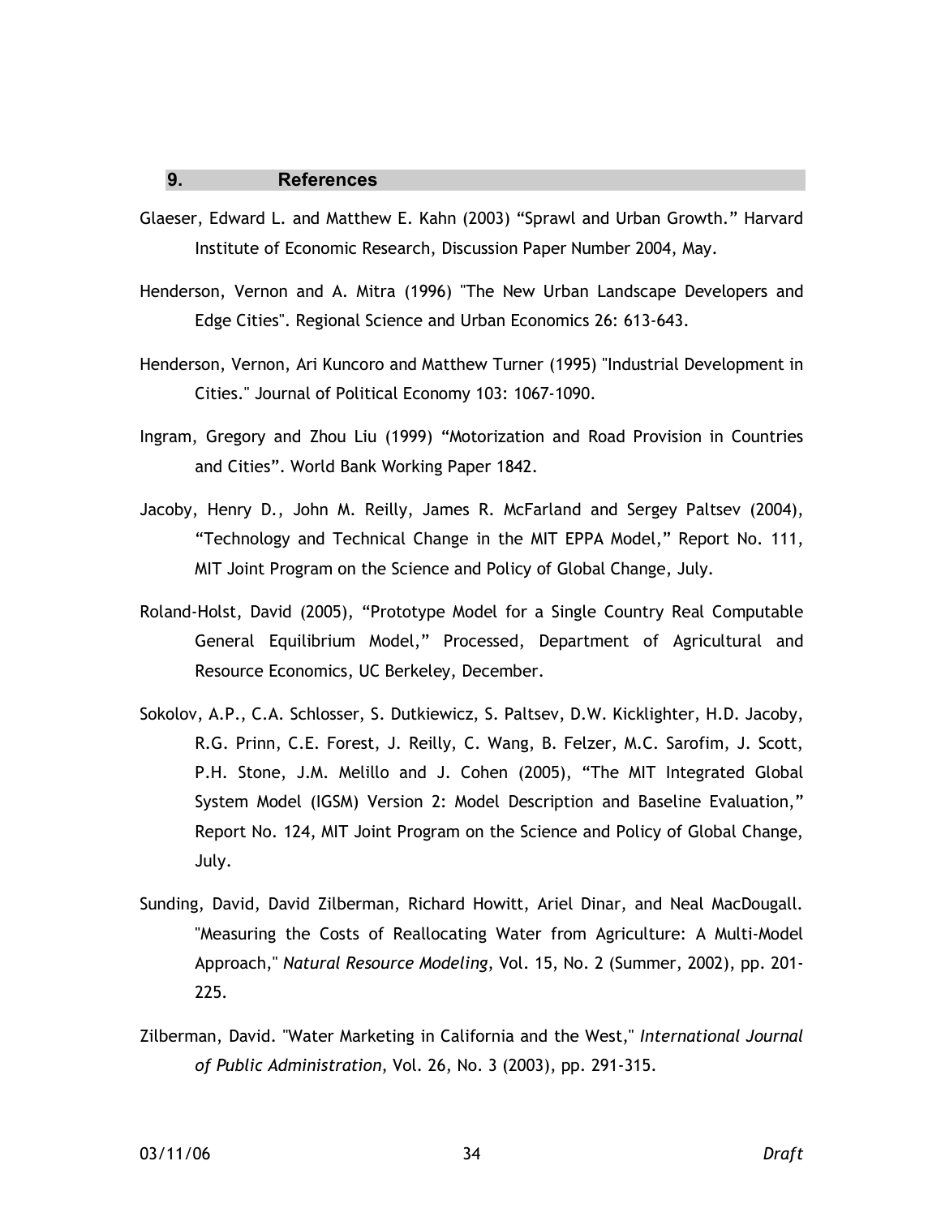## 9. References

Glaeser, Edward L. and Matthew E. Kahn (2003) "Sprawl and Urban Growth." Harvard Institute of Economic Research, Discussion Paper Number 2004, May.

Henderson, Vernon and A. Mitra (1996) "The New Urban Landscape Developers and Edge Cities". Regional Science and Urban Economics 26: 613-643.

Henderson, Vernon, Ari Kuncoro and Matthew Turner (1995) "Industrial Development in Cities." Journal of Political Economy 103: 1067-1090.

Ingram, Gregory and Zhou Liu (1999) "Motorization and Road Provision in Countries and Cities". World Bank Working Paper 1842.

Jacoby, Henry D., John M. Reilly, James R. McFarland and Sergey Paltsev (2004), "Technology and Technical Change in the MIT EPPA Model," Report No. 111, MIT Joint Program on the Science and Policy of Global Change, July.

Roland-Holst, David (2005), "Prototype Model for a Single Country Real Computable General Equilibrium Model," Processed, Department of Agricultural and Resource Economics, UC Berkeley, December.

Sokolov, A.P., C.A. Schlosser, S. Dutkiewicz, S. Paltsev, D.W. Kicklighter, H.D. Jacoby, R.G. Prinn, C.E. Forest, J. Reilly, C. Wang, B. Felzer, M.C. Sarofim, J. Scott, P.H. Stone, J.M. Melillo and J. Cohen (2005), "The MIT Integrated Global System Model (IGSM) Version 2: Model Description and Baseline Evaluation," Report No. 124, MIT Joint Program on the Science and Policy of Global Change, July.

Sunding, David, David Zilberman, Richard Howitt, Ariel Dinar, and Neal MacDougall. "Measuring the Costs of Reallocating Water from Agriculture: A Multi-Model Approach," *Natural Resource Modeling*, Vol. 15, No. 2 (Summer, 2002), pp. 201-225.

Zilberman, David. "Water Marketing in California and the West," *International Journal of Public Administration*, Vol. 26, No. 3 (2003), pp. 291-315.